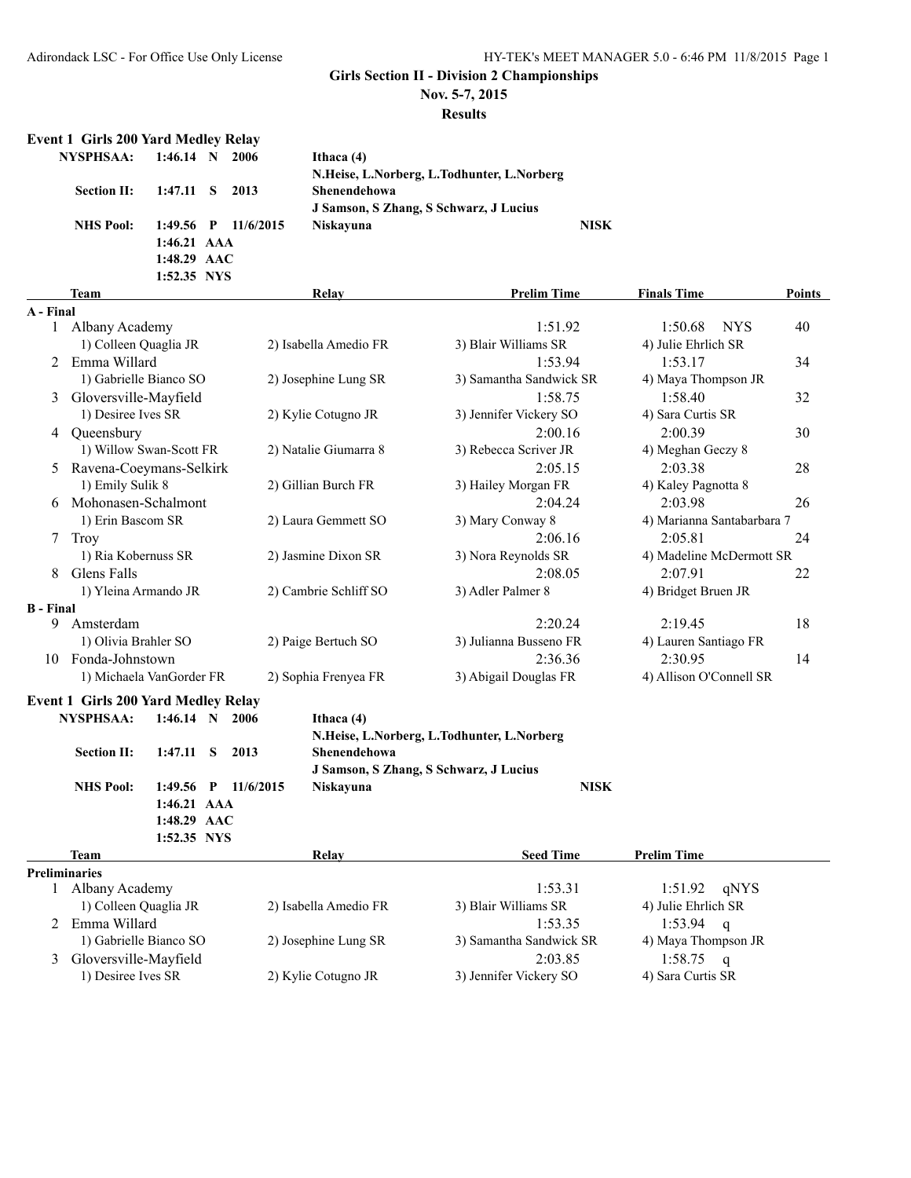Adirondack LSC - For Office Use Only License

HY-TEK's MEET MANAGER 5.0 - 6:46 PM 11/8/2015

# Girls Section II - Division 2 Championships

**Nov. 5-7, 2015**

**Results**

## Event 1 Girls 200 Yard Medley Relay

| | | | | |
|---|---|---|---|---|
| **NYSPHSAA:** | **1:46.14 N** | **2006** | **Ithaca (4)** | |
| | | | **N.Heise, L.Norberg, L.Todhunter, L.Norberg** | |
| **Section II:** | **1:47.11 S** | **2013** | **Shenendehowa** | |
| | | | **J Samson, S Zhang, S Schwarz, J Lucius** | |
| **NHS Pool:** | **1:49.56 P** | **11/6/2015** | **Niskayuna** | **NISK** |
| | **1:46.21 AAA** | | | |
| | **1:48.29 AAC** | | | |
| | **1:52.35 NYS** | | | |

| | Team | Relay | Prelim Time | Finals Time | Points |
|---|---|---|---|---|---|
| **A - Final** | | | | | |
| 1 | Albany Academy | | 1:51.92 | 1:50.68 NYS | 40 |
| | 1) Colleen Quaglia JR | 2) Isabella Amedio FR | 3) Blair Williams SR | 4) Julie Ehrlich SR | |
| 2 | Emma Willard | | 1:53.94 | 1:53.17 | 34 |
| | 1) Gabrielle Bianco SO | 2) Josephine Lung SR | 3) Samantha Sandwick SR | 4) Maya Thompson JR | |
| 3 | Gloversville-Mayfield | | 1:58.75 | 1:58.40 | 32 |
| | 1) Desiree Ives SR | 2) Kylie Cotugno JR | 3) Jennifer Vickery SO | 4) Sara Curtis SR | |
| 4 | Queensbury | | 2:00.16 | 2:00.39 | 30 |
| | 1) Willow Swan-Scott FR | 2) Natalie Giumarra 8 | 3) Rebecca Scriver JR | 4) Meghan Geczy 8 | |
| 5 | Ravena-Coeymans-Selkirk | | 2:05.15 | 2:03.38 | 28 |
| | 1) Emily Sulik 8 | 2) Gillian Burch FR | 3) Hailey Morgan FR | 4) Kaley Pagnotta 8 | |
| 6 | Mohonasen-Schalmont | | 2:04.24 | 2:03.98 | 26 |
| | 1) Erin Bascom SR | 2) Laura Gemmett SO | 3) Mary Conway 8 | 4) Marianna Santabarbara 7 | |
| 7 | Troy | | 2:06.16 | 2:05.81 | 24 |
| | 1) Ria Kobernuss SR | 2) Jasmine Dixon SR | 3) Nora Reynolds SR | 4) Madeline McDermott SR | |
| 8 | Glens Falls | | 2:08.05 | 2:07.91 | 22 |
| | 1) Yleina Armando JR | 2) Cambrie Schliff SO | 3) Adler Palmer 8 | 4) Bridget Bruen JR | |
| **B - Final** | | | | | |
| 9 | Amsterdam | | 2:20.24 | 2:19.45 | 18 |
| | 1) Olivia Brahler SO | 2) Paige Bertuch SO | 3) Julianna Busseno FR | 4) Lauren Santiago FR | |
| 10 | Fonda-Johnstown | | 2:36.36 | 2:30.95 | 14 |
| | 1) Michaela VanGorder FR | 2) Sophia Frenyea FR | 3) Abigail Douglas FR | 4) Allison O'Connell SR | |

## Event 1 Girls 200 Yard Medley Relay

| | | | | |
|---|---|---|---|---|
| **NYSPHSAA:** | **1:46.14 N** | **2006** | **Ithaca (4)** | |
| | | | **N.Heise, L.Norberg, L.Todhunter, L.Norberg** | |
| **Section II:** | **1:47.11 S** | **2013** | **Shenendehowa** | |
| | | | **J Samson, S Zhang, S Schwarz, J Lucius** | |
| **NHS Pool:** | **1:49.56 P** | **11/6/2015** | **Niskayuna** | **NISK** |
| | **1:46.21 AAA** | | | |
| | **1:48.29 AAC** | | | |
| | **1:52.35 NYS** | | | |

| | Team | Relay | Seed Time | Prelim Time |
|---|---|---|---|---|
| **Preliminaries** | | | | |
| 1 | Albany Academy | | 1:53.31 | 1:51.92 qNYS |
| | 1) Colleen Quaglia JR | 2) Isabella Amedio FR | 3) Blair Williams SR | 4) Julie Ehrlich SR |
| 2 | Emma Willard | | 1:53.35 | 1:53.94 q |
| | 1) Gabrielle Bianco SO | 2) Josephine Lung SR | 3) Samantha Sandwick SR | 4) Maya Thompson JR |
| 3 | Gloversville-Mayfield | | 2:03.85 | 1:58.75 q |
| | 1) Desiree Ives SR | 2) Kylie Cotugno JR | 3) Jennifer Vickery SO | 4) Sara Curtis SR |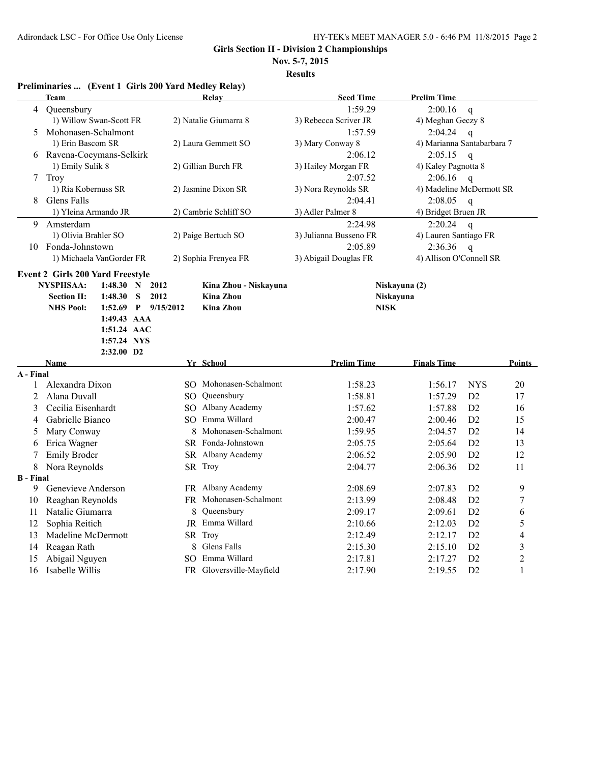**Girls Section II - Division 2 Championships**

**Nov. 5-7, 2015**

**Results**

## Preliminaries ... (Event 1 Girls 200 Yard Medley Relay)

| | Team | Relay | Seed Time | Prelim Time | |
|---|---|---|---|---|---|
| 4 | Queensbury | | 1:59.29 | 2:00.16 | q |
| | 1) Willow Swan-Scott FR | 2) Natalie Giumarra 8 | 3) Rebecca Scriver JR | 4) Meghan Geczy 8 | |
| 5 | Mohonasen-Schalmont | | 1:57.59 | 2:04.24 | q |
| | 1) Erin Bascom SR | 2) Laura Gemmett SO | 3) Mary Conway 8 | 4) Marianna Santabarbara 7 | |
| 6 | Ravena-Coeymans-Selkirk | | 2:06.12 | 2:05.15 | q |
| | 1) Emily Sulik 8 | 2) Gillian Burch FR | 3) Hailey Morgan FR | 4) Kaley Pagnotta 8 | |
| 7 | Troy | | 2:07.52 | 2:06.16 | q |
| | 1) Ria Kobernuss SR | 2) Jasmine Dixon SR | 3) Nora Reynolds SR | 4) Madeline McDermott SR | |
| 8 | Glens Falls | | 2:04.41 | 2:08.05 | q |
| | 1) Yleina Armando JR | 2) Cambrie Schliff SO | 3) Adler Palmer 8 | 4) Bridget Bruen JR | |
| 9 | Amsterdam | | 2:24.98 | 2:20.24 | q |
| | 1) Olivia Brahler SO | 2) Paige Bertuch SO | 3) Julianna Busseno FR | 4) Lauren Santiago FR | |
| 10 | Fonda-Johnstown | | 2:05.89 | 2:36.36 | q |
| | 1) Michaela VanGorder FR | 2) Sophia Frenyea FR | 3) Abigail Douglas FR | 4) Allison O'Connell SR | |

## Event 2 Girls 200 Yard Freestyle

| | | | | | |
|---|---|---|---|---|---|
| **NYSPHSAA:** | 1:48.30 | N | 2012 | Kina Zhou - Niskayuna | Niskayuna (2) |
| **Section II:** | 1:48.30 | S | 2012 | Kina Zhou | Niskayuna |
| **NHS Pool:** | 1:52.69 | P | 9/15/2012 | Kina Zhou | NISK |
| | 1:49.43 | AAA | | | |
| | 1:51.24 | AAC | | | |
| | 1:57.24 | NYS | | | |
| | 2:32.00 | D2 | | | |

| | Name | Yr | School | Prelim Time | Finals Time | | Points |
|---|---|---|---|---|---|---|---|
| **A - Final** | | | | | | | |
| 1 | Alexandra Dixon | SO | Mohonasen-Schalmont | 1:58.23 | 1:56.17 | NYS | 20 |
| 2 | Alana Duvall | SO | Queensbury | 1:58.81 | 1:57.29 | D2 | 17 |
| 3 | Cecilia Eisenhardt | SO | Albany Academy | 1:57.62 | 1:57.88 | D2 | 16 |
| 4 | Gabrielle Bianco | SO | Emma Willard | 2:00.47 | 2:00.46 | D2 | 15 |
| 5 | Mary Conway | 8 | Mohonasen-Schalmont | 1:59.95 | 2:04.57 | D2 | 14 |
| 6 | Erica Wagner | SR | Fonda-Johnstown | 2:05.75 | 2:05.64 | D2 | 13 |
| 7 | Emily Broder | SR | Albany Academy | 2:06.52 | 2:05.90 | D2 | 12 |
| 8 | Nora Reynolds | SR | Troy | 2:04.77 | 2:06.36 | D2 | 11 |
| **B - Final** | | | | | | | |
| 9 | Genevieve Anderson | FR | Albany Academy | 2:08.69 | 2:07.83 | D2 | 9 |
| 10 | Reaghan Reynolds | FR | Mohonasen-Schalmont | 2:13.99 | 2:08.48 | D2 | 7 |
| 11 | Natalie Giumarra | 8 | Queensbury | 2:09.17 | 2:09.61 | D2 | 6 |
| 12 | Sophia Reitich | JR | Emma Willard | 2:10.66 | 2:12.03 | D2 | 5 |
| 13 | Madeline McDermott | SR | Troy | 2:12.49 | 2:12.17 | D2 | 4 |
| 14 | Reagan Rath | 8 | Glens Falls | 2:15.30 | 2:15.10 | D2 | 3 |
| 15 | Abigail Nguyen | SO | Emma Willard | 2:17.81 | 2:17.27 | D2 | 2 |
| 16 | Isabelle Willis | FR | Gloversville-Mayfield | 2:17.90 | 2:19.55 | D2 | 1 |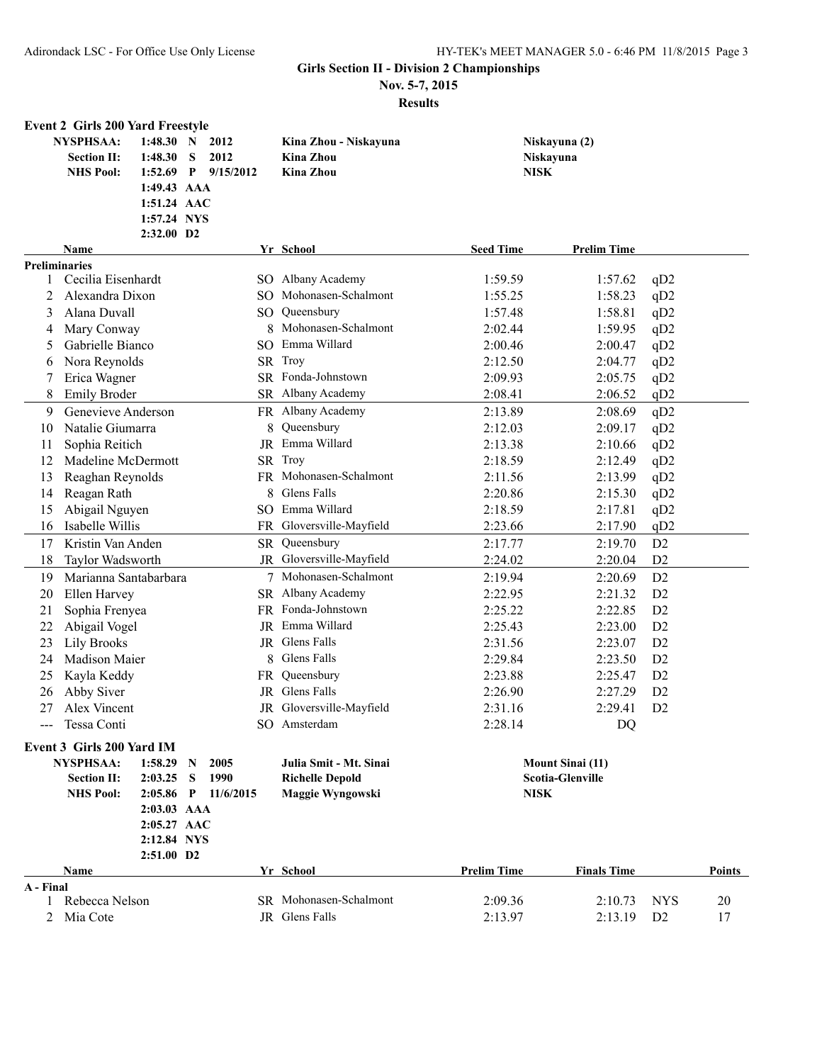## Girls Section II - Division 2 Championships

**Nov. 5-7, 2015**

**Results**

### Event 2 Girls 200 Yard Freestyle

| | | | | | |
|---|---|---|---|---|---|
| **NYSPHSAA:** | 1:48.30 | N | 2012 | Kina Zhou - Niskayuna | Niskayuna (2) |
| **Section II:** | 1:48.30 | S | 2012 | Kina Zhou | Niskayuna |
| **NHS Pool:** | 1:52.69 | P | 9/15/2012 | Kina Zhou | NISK |
| | 1:49.43 | AAA | | | |
| | 1:51.24 | AAC | | | |
| | 1:57.24 | NYS | | | |
| | 2:32.00 | D2 | | | |

| | Name | Yr | School | Seed Time | Prelim Time | |
|---|---|---|---|---|---|---|
| **Preliminaries** | | | | | | |
| 1 | Cecilia Eisenhardt | SO | Albany Academy | 1:59.59 | 1:57.62 | qD2 |
| 2 | Alexandra Dixon | SO | Mohonasen-Schalmont | 1:55.25 | 1:58.23 | qD2 |
| 3 | Alana Duvall | SO | Queensbury | 1:57.48 | 1:58.81 | qD2 |
| 4 | Mary Conway | 8 | Mohonasen-Schalmont | 2:02.44 | 1:59.95 | qD2 |
| 5 | Gabrielle Bianco | SO | Emma Willard | 2:00.46 | 2:00.47 | qD2 |
| 6 | Nora Reynolds | SR | Troy | 2:12.50 | 2:04.77 | qD2 |
| 7 | Erica Wagner | SR | Fonda-Johnstown | 2:09.93 | 2:05.75 | qD2 |
| 8 | Emily Broder | SR | Albany Academy | 2:08.41 | 2:06.52 | qD2 |
| 9 | Genevieve Anderson | FR | Albany Academy | 2:13.89 | 2:08.69 | qD2 |
| 10 | Natalie Giumarra | 8 | Queensbury | 2:12.03 | 2:09.17 | qD2 |
| 11 | Sophia Reitich | JR | Emma Willard | 2:13.38 | 2:10.66 | qD2 |
| 12 | Madeline McDermott | SR | Troy | 2:18.59 | 2:12.49 | qD2 |
| 13 | Reaghan Reynolds | FR | Mohonasen-Schalmont | 2:11.56 | 2:13.99 | qD2 |
| 14 | Reagan Rath | 8 | Glens Falls | 2:20.86 | 2:15.30 | qD2 |
| 15 | Abigail Nguyen | SO | Emma Willard | 2:18.59 | 2:17.81 | qD2 |
| 16 | Isabelle Willis | FR | Gloversville-Mayfield | 2:23.66 | 2:17.90 | qD2 |
| 17 | Kristin Van Anden | SR | Queensbury | 2:17.77 | 2:19.70 | D2 |
| 18 | Taylor Wadsworth | JR | Gloversville-Mayfield | 2:24.02 | 2:20.04 | D2 |
| 19 | Marianna Santabarbara | 7 | Mohonasen-Schalmont | 2:19.94 | 2:20.69 | D2 |
| 20 | Ellen Harvey | SR | Albany Academy | 2:22.95 | 2:21.32 | D2 |
| 21 | Sophia Frenyea | FR | Fonda-Johnstown | 2:25.22 | 2:22.85 | D2 |
| 22 | Abigail Vogel | JR | Emma Willard | 2:25.43 | 2:23.00 | D2 |
| 23 | Lily Brooks | JR | Glens Falls | 2:31.56 | 2:23.07 | D2 |
| 24 | Madison Maier | 8 | Glens Falls | 2:29.84 | 2:23.50 | D2 |
| 25 | Kayla Keddy | FR | Queensbury | 2:23.88 | 2:25.47 | D2 |
| 26 | Abby Siver | JR | Glens Falls | 2:26.90 | 2:27.29 | D2 |
| 27 | Alex Vincent | JR | Gloversville-Mayfield | 2:31.16 | 2:29.41 | D2 |
| --- | Tessa Conti | SO | Amsterdam | 2:28.14 | DQ | |

### Event 3 Girls 200 Yard IM

| | | | | | |
|---|---|---|---|---|---|
| **NYSPHSAA:** | 1:58.29 | N | 2005 | Julia Smit - Mt. Sinai | Mount Sinai (11) |
| **Section II:** | 2:03.25 | S | 1990 | Richelle Depold | Scotia-Glenville |
| **NHS Pool:** | 2:05.86 | P | 11/6/2015 | Maggie Wyngowski | NISK |
| | 2:03.03 | AAA | | | |
| | 2:05.27 | AAC | | | |
| | 2:12.84 | NYS | | | |
| | 2:51.00 | D2 | | | |

| | Name | Yr | School | Prelim Time | Finals Time | | Points |
|---|---|---|---|---|---|---|---|
| **A - Final** | | | | | | | |
| 1 | Rebecca Nelson | SR | Mohonasen-Schalmont | 2:09.36 | 2:10.73 | NYS | 20 |
| 2 | Mia Cote | JR | Glens Falls | 2:13.97 | 2:13.19 | D2 | 17 |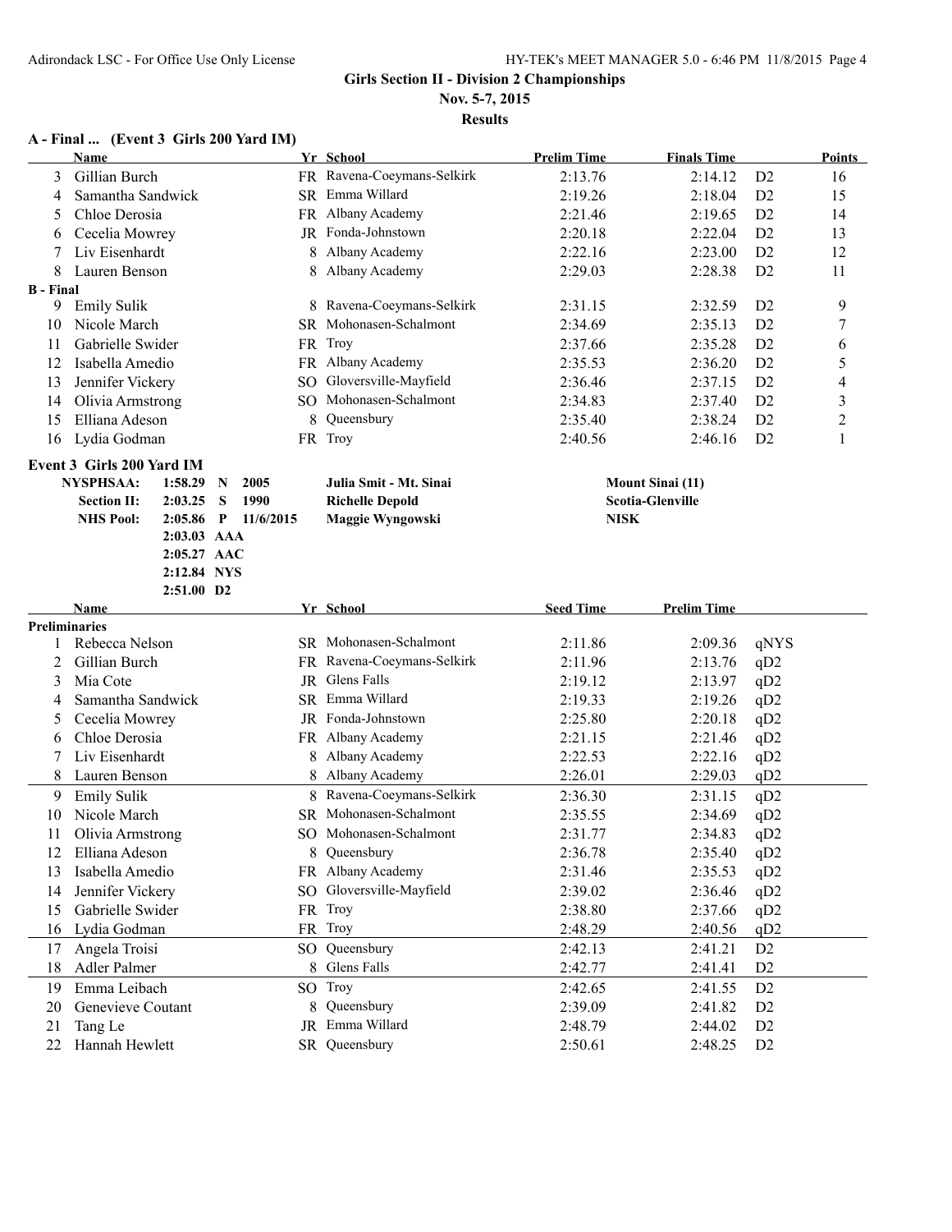**Girls Section II - Division 2 Championships**

**Nov. 5-7, 2015**

**Results**

### A - Final ... (Event 3 Girls 200 Yard IM)

| | Name | Yr | School | Prelim Time | Finals Time | | Points |
|---|---|---|---|---|---|---|---|
| 3 | Gillian Burch | FR | Ravena-Coeymans-Selkirk | 2:13.76 | 2:14.12 | D2 | 16 |
| 4 | Samantha Sandwick | SR | Emma Willard | 2:19.26 | 2:18.04 | D2 | 15 |
| 5 | Chloe Derosia | FR | Albany Academy | 2:21.46 | 2:19.65 | D2 | 14 |
| 6 | Cecelia Mowrey | JR | Fonda-Johnstown | 2:20.18 | 2:22.04 | D2 | 13 |
| 7 | Liv Eisenhardt | 8 | Albany Academy | 2:22.16 | 2:23.00 | D2 | 12 |
| 8 | Lauren Benson | 8 | Albany Academy | 2:29.03 | 2:28.38 | D2 | 11 |
| **B - Final** | | | | | | | |
| 9 | Emily Sulik | 8 | Ravena-Coeymans-Selkirk | 2:31.15 | 2:32.59 | D2 | 9 |
| 10 | Nicole March | SR | Mohonasen-Schalmont | 2:34.69 | 2:35.13 | D2 | 7 |
| 11 | Gabrielle Swider | FR | Troy | 2:37.66 | 2:35.28 | D2 | 6 |
| 12 | Isabella Amedio | FR | Albany Academy | 2:35.53 | 2:36.20 | D2 | 5 |
| 13 | Jennifer Vickery | SO | Gloversville-Mayfield | 2:36.46 | 2:37.15 | D2 | 4 |
| 14 | Olivia Armstrong | SO | Mohonasen-Schalmont | 2:34.83 | 2:37.40 | D2 | 3 |
| 15 | Elliana Adeson | 8 | Queensbury | 2:35.40 | 2:38.24 | D2 | 2 |
| 16 | Lydia Godman | FR | Troy | 2:40.56 | 2:46.16 | D2 | 1 |

### Event 3 Girls 200 Yard IM

| | | | | | |
|---|---|---|---|---|---|
| **NYSPHSAA:** | **1:58.29** | **N** | **2005** | **Julia Smit - Mt. Sinai** | **Mount Sinai (11)** |
| **Section II:** | **2:03.25** | **S** | **1990** | **Richelle Depold** | **Scotia-Glenville** |
| **NHS Pool:** | **2:05.86** | **P** | **11/6/2015** | **Maggie Wyngowski** | **NISK** |
| | **2:03.03** | **AAA** | | | |
| | **2:05.27** | **AAC** | | | |
| | **2:12.84** | **NYS** | | | |
| | **2:51.00** | **D2** | | | |

| | Name | Yr | School | Seed Time | Prelim Time | |
|---|---|---|---|---|---|---|
| **Preliminaries** | | | | | | |
| 1 | Rebecca Nelson | SR | Mohonasen-Schalmont | 2:11.86 | 2:09.36 | qNYS |
| 2 | Gillian Burch | FR | Ravena-Coeymans-Selkirk | 2:11.96 | 2:13.76 | qD2 |
| 3 | Mia Cote | JR | Glens Falls | 2:19.12 | 2:13.97 | qD2 |
| 4 | Samantha Sandwick | SR | Emma Willard | 2:19.33 | 2:19.26 | qD2 |
| 5 | Cecelia Mowrey | JR | Fonda-Johnstown | 2:25.80 | 2:20.18 | qD2 |
| 6 | Chloe Derosia | FR | Albany Academy | 2:21.15 | 2:21.46 | qD2 |
| 7 | Liv Eisenhardt | 8 | Albany Academy | 2:22.53 | 2:22.16 | qD2 |
| 8 | Lauren Benson | 8 | Albany Academy | 2:26.01 | 2:29.03 | qD2 |
| 9 | Emily Sulik | 8 | Ravena-Coeymans-Selkirk | 2:36.30 | 2:31.15 | qD2 |
| 10 | Nicole March | SR | Mohonasen-Schalmont | 2:35.55 | 2:34.69 | qD2 |
| 11 | Olivia Armstrong | SO | Mohonasen-Schalmont | 2:31.77 | 2:34.83 | qD2 |
| 12 | Elliana Adeson | 8 | Queensbury | 2:36.78 | 2:35.40 | qD2 |
| 13 | Isabella Amedio | FR | Albany Academy | 2:31.46 | 2:35.53 | qD2 |
| 14 | Jennifer Vickery | SO | Gloversville-Mayfield | 2:39.02 | 2:36.46 | qD2 |
| 15 | Gabrielle Swider | FR | Troy | 2:38.80 | 2:37.66 | qD2 |
| 16 | Lydia Godman | FR | Troy | 2:48.29 | 2:40.56 | qD2 |
| 17 | Angela Troisi | SO | Queensbury | 2:42.13 | 2:41.21 | D2 |
| 18 | Adler Palmer | 8 | Glens Falls | 2:42.77 | 2:41.41 | D2 |
| 19 | Emma Leibach | SO | Troy | 2:42.65 | 2:41.55 | D2 |
| 20 | Genevieve Coutant | 8 | Queensbury | 2:39.09 | 2:41.82 | D2 |
| 21 | Tang Le | JR | Emma Willard | 2:48.79 | 2:44.02 | D2 |
| 22 | Hannah Hewlett | SR | Queensbury | 2:50.61 | 2:48.25 | D2 |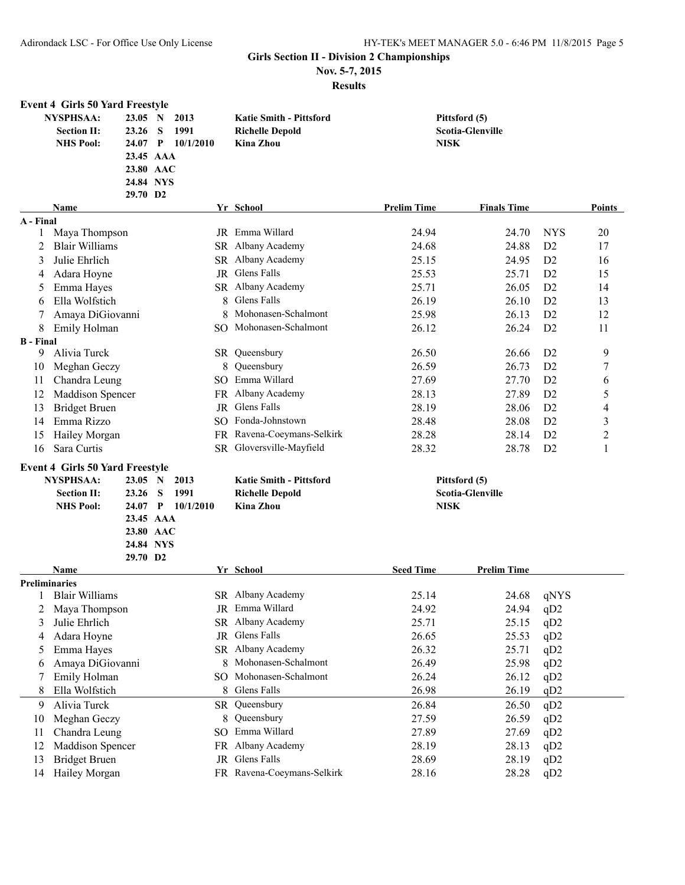## Girls Section II - Division 2 Championships

**Nov. 5-7, 2015**

**Results**

### Event 4 Girls 50 Yard Freestyle

| | | | | | |
|---|---|---|---|---|---|
| **NYSPHSAA:** | 23.05 | N | 2013 | **Katie Smith - Pittsford** | **Pittsford (5)** |
| **Section II:** | 23.26 | S | 1991 | **Richelle Depold** | **Scotia-Glenville** |
| **NHS Pool:** | 24.07 | P | 10/1/2010 | **Kina Zhou** | **NISK** |
| | 23.45 | AAA | | | |
| | 23.80 | AAC | | | |
| | 24.84 | NYS | | | |
| | 29.70 | D2 | | | |

| | Name | Yr | School | Prelim Time | Finals Time | | Points |
|---|---|---|---|---|---|---|---|
| **A - Final** | | | | | | | |
| 1 | Maya Thompson | JR | Emma Willard | 24.94 | 24.70 | NYS | 20 |
| 2 | Blair Williams | SR | Albany Academy | 24.68 | 24.88 | D2 | 17 |
| 3 | Julie Ehrlich | SR | Albany Academy | 25.15 | 24.95 | D2 | 16 |
| 4 | Adara Hoyne | JR | Glens Falls | 25.53 | 25.71 | D2 | 15 |
| 5 | Emma Hayes | SR | Albany Academy | 25.71 | 26.05 | D2 | 14 |
| 6 | Ella Wolfstich | 8 | Glens Falls | 26.19 | 26.10 | D2 | 13 |
| 7 | Amaya DiGiovanni | 8 | Mohonasen-Schalmont | 25.98 | 26.13 | D2 | 12 |
| 8 | Emily Holman | SO | Mohonasen-Schalmont | 26.12 | 26.24 | D2 | 11 |
| **B - Final** | | | | | | | |
| 9 | Alivia Turck | SR | Queensbury | 26.50 | 26.66 | D2 | 9 |
| 10 | Meghan Geczy | 8 | Queensbury | 26.59 | 26.73 | D2 | 7 |
| 11 | Chandra Leung | SO | Emma Willard | 27.69 | 27.70 | D2 | 6 |
| 12 | Maddison Spencer | FR | Albany Academy | 28.13 | 27.89 | D2 | 5 |
| 13 | Bridget Bruen | JR | Glens Falls | 28.19 | 28.06 | D2 | 4 |
| 14 | Emma Rizzo | SO | Fonda-Johnstown | 28.48 | 28.08 | D2 | 3 |
| 15 | Hailey Morgan | FR | Ravena-Coeymans-Selkirk | 28.28 | 28.14 | D2 | 2 |
| 16 | Sara Curtis | SR | Gloversville-Mayfield | 28.32 | 28.78 | D2 | 1 |

### Event 4 Girls 50 Yard Freestyle

| | | | | | |
|---|---|---|---|---|---|
| **NYSPHSAA:** | 23.05 | N | 2013 | **Katie Smith - Pittsford** | **Pittsford (5)** |
| **Section II:** | 23.26 | S | 1991 | **Richelle Depold** | **Scotia-Glenville** |
| **NHS Pool:** | 24.07 | P | 10/1/2010 | **Kina Zhou** | **NISK** |
| | 23.45 | AAA | | | |
| | 23.80 | AAC | | | |
| | 24.84 | NYS | | | |
| | 29.70 | D2 | | | |

| | Name | Yr | School | Seed Time | Prelim Time | |
|---|---|---|---|---|---|---|
| **Preliminaries** | | | | | | |
| 1 | Blair Williams | SR | Albany Academy | 25.14 | 24.68 | qNYS |
| 2 | Maya Thompson | JR | Emma Willard | 24.92 | 24.94 | qD2 |
| 3 | Julie Ehrlich | SR | Albany Academy | 25.71 | 25.15 | qD2 |
| 4 | Adara Hoyne | JR | Glens Falls | 26.65 | 25.53 | qD2 |
| 5 | Emma Hayes | SR | Albany Academy | 26.32 | 25.71 | qD2 |
| 6 | Amaya DiGiovanni | 8 | Mohonasen-Schalmont | 26.49 | 25.98 | qD2 |
| 7 | Emily Holman | SO | Mohonasen-Schalmont | 26.24 | 26.12 | qD2 |
| 8 | Ella Wolfstich | 8 | Glens Falls | 26.98 | 26.19 | qD2 |
| 9 | Alivia Turck | SR | Queensbury | 26.84 | 26.50 | qD2 |
| 10 | Meghan Geczy | 8 | Queensbury | 27.59 | 26.59 | qD2 |
| 11 | Chandra Leung | SO | Emma Willard | 27.89 | 27.69 | qD2 |
| 12 | Maddison Spencer | FR | Albany Academy | 28.19 | 28.13 | qD2 |
| 13 | Bridget Bruen | JR | Glens Falls | 28.69 | 28.19 | qD2 |
| 14 | Hailey Morgan | FR | Ravena-Coeymans-Selkirk | 28.16 | 28.28 | qD2 |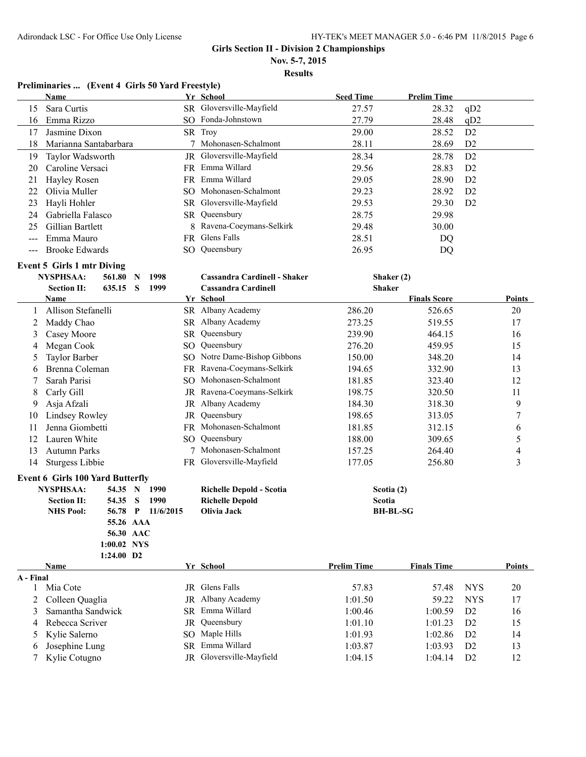**Girls Section II - Division 2 Championships**

**Nov. 5-7, 2015**

**Results**

### Preliminaries ... (Event 4 Girls 50 Yard Freestyle)

| | Name | Yr | School | Seed Time | Prelim Time | |
|---|---|---|---|---|---|---|
| 15 | Sara Curtis | SR | Gloversville-Mayfield | 27.57 | 28.32 | qD2 |
| 16 | Emma Rizzo | SO | Fonda-Johnstown | 27.79 | 28.48 | qD2 |
| 17 | Jasmine Dixon | SR | Troy | 29.00 | 28.52 | D2 |
| 18 | Marianna Santabarbara | 7 | Mohonasen-Schalmont | 28.11 | 28.69 | D2 |
| 19 | Taylor Wadsworth | JR | Gloversville-Mayfield | 28.34 | 28.78 | D2 |
| 20 | Caroline Versaci | FR | Emma Willard | 29.56 | 28.83 | D2 |
| 21 | Hayley Rosen | FR | Emma Willard | 29.05 | 28.90 | D2 |
| 22 | Olivia Muller | SO | Mohonasen-Schalmont | 29.23 | 28.92 | D2 |
| 23 | Hayli Hohler | SR | Gloversville-Mayfield | 29.53 | 29.30 | D2 |
| 24 | Gabriella Falasco | SR | Queensbury | 28.75 | 29.98 | |
| 25 | Gillian Bartlett | 8 | Ravena-Coeymans-Selkirk | 29.48 | 30.00 | |
| --- | Emma Mauro | FR | Glens Falls | 28.51 | DQ | |
| --- | Brooke Edwards | SO | Queensbury | 26.95 | DQ | |

### Event 5 Girls 1 mtr Diving

**NYSPHSAA:** 561.80 N 1998 **Cassandra Cardinell - Shaker** **Shaker (2)**

**Section II:** 635.15 S 1999 **Cassandra Cardinell** **Shaker**

| | Name | Yr | School | | Finals Score | Points |
|---|---|---|---|---|---|---|
| 1 | Allison Stefanelli | SR | Albany Academy | 286.20 | 526.65 | 20 |
| 2 | Maddy Chao | SR | Albany Academy | 273.25 | 519.55 | 17 |
| 3 | Casey Moore | SR | Queensbury | 239.90 | 464.15 | 16 |
| 4 | Megan Cook | SO | Queensbury | 276.20 | 459.95 | 15 |
| 5 | Taylor Barber | SO | Notre Dame-Bishop Gibbons | 150.00 | 348.20 | 14 |
| 6 | Brenna Coleman | FR | Ravena-Coeymans-Selkirk | 194.65 | 332.90 | 13 |
| 7 | Sarah Parisi | SO | Mohonasen-Schalmont | 181.85 | 323.40 | 12 |
| 8 | Carly Gill | JR | Ravena-Coeymans-Selkirk | 198.75 | 320.50 | 11 |
| 9 | Asja Afzali | JR | Albany Academy | 184.30 | 318.30 | 9 |
| 10 | Lindsey Rowley | JR | Queensbury | 198.65 | 313.05 | 7 |
| 11 | Jenna Giombetti | FR | Mohonasen-Schalmont | 181.85 | 312.15 | 6 |
| 12 | Lauren White | SO | Queensbury | 188.00 | 309.65 | 5 |
| 13 | Autumn Parks | 7 | Mohonasen-Schalmont | 157.25 | 264.40 | 4 |
| 14 | Sturgess Libbie | FR | Gloversville-Mayfield | 177.05 | 256.80 | 3 |

### Event 6 Girls 100 Yard Butterfly

**NYSPHSAA:** 54.35 N 1990 **Richelle Depold - Scotia** **Scotia (2)**

**Section II:** 54.35 S 1990 **Richelle Depold** **Scotia**

**NHS Pool:** 56.78 P 11/6/2015 **Olivia Jack** **BH-BL-SG**

55.26 AAA

56.30 AAC

1:00.02 NYS

1:24.00 D2

| | Name | Yr | School | Prelim Time | Finals Time | | Points |
|---|---|---|---|---|---|---|---|
| **A - Final** | | | | | | | |
| 1 | Mia Cote | JR | Glens Falls | 57.83 | 57.48 | NYS | 20 |
| 2 | Colleen Quaglia | JR | Albany Academy | 1:01.50 | 59.22 | NYS | 17 |
| 3 | Samantha Sandwick | SR | Emma Willard | 1:00.46 | 1:00.59 | D2 | 16 |
| 4 | Rebecca Scriver | JR | Queensbury | 1:01.10 | 1:01.23 | D2 | 15 |
| 5 | Kylie Salerno | SO | Maple Hills | 1:01.93 | 1:02.86 | D2 | 14 |
| 6 | Josephine Lung | SR | Emma Willard | 1:03.87 | 1:03.93 | D2 | 13 |
| 7 | Kylie Cotugno | JR | Gloversville-Mayfield | 1:04.15 | 1:04.14 | D2 | 12 |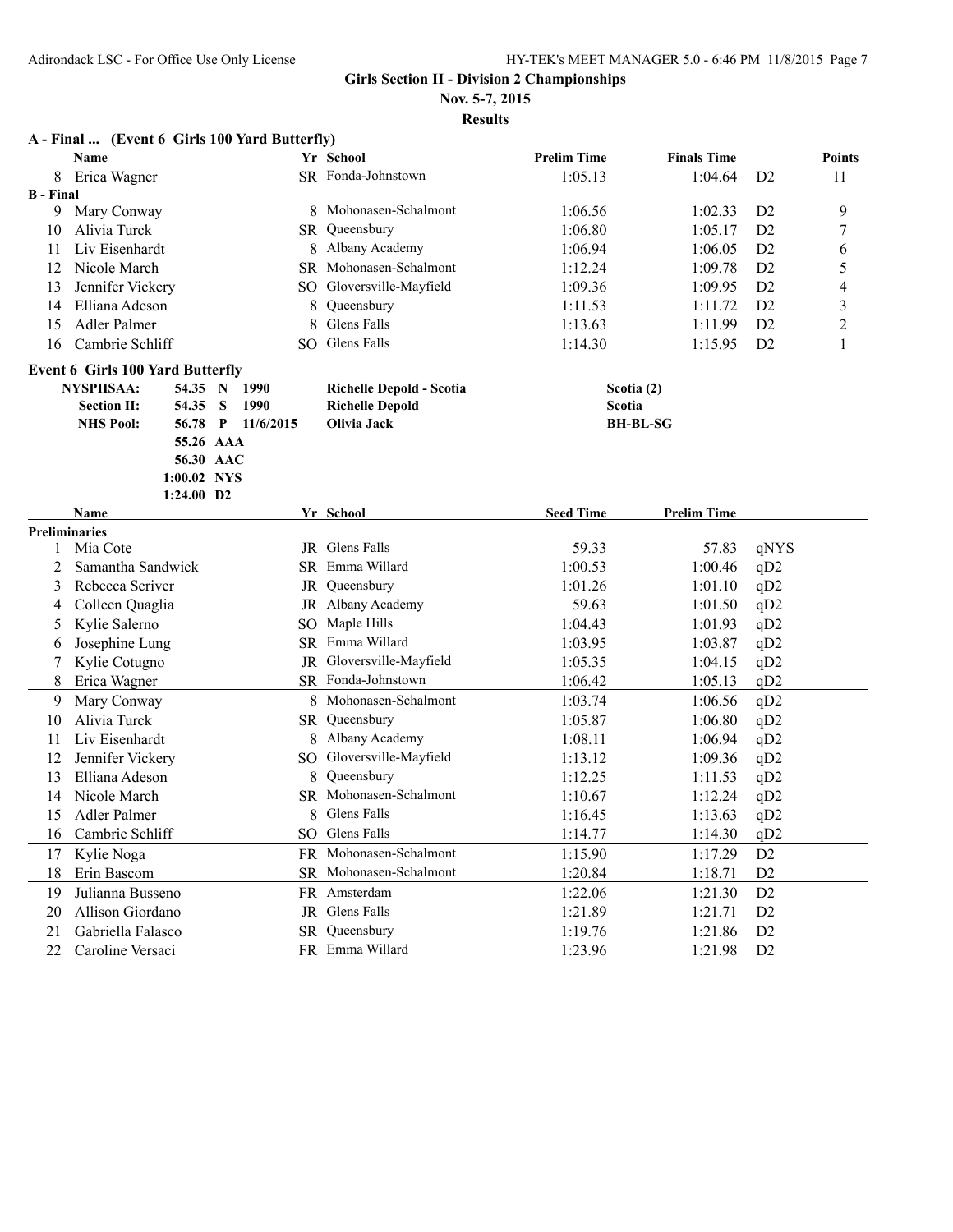## Girls Section II - Division 2 Championships

**Nov. 5-7, 2015**

**Results**

### A - Final ... (Event 6 Girls 100 Yard Butterfly)

| | Name | Yr | School | Prelim Time | Finals Time | | Points |
|---|---|---|---|---|---|---|---|
| 8 | Erica Wagner | SR | Fonda-Johnstown | 1:05.13 | 1:04.64 | D2 | 11 |
| **B - Final** | | | | | | | |
| 9 | Mary Conway | 8 | Mohonasen-Schalmont | 1:06.56 | 1:02.33 | D2 | 9 |
| 10 | Alivia Turck | SR | Queensbury | 1:06.80 | 1:05.17 | D2 | 7 |
| 11 | Liv Eisenhardt | 8 | Albany Academy | 1:06.94 | 1:06.05 | D2 | 6 |
| 12 | Nicole March | SR | Mohonasen-Schalmont | 1:12.24 | 1:09.78 | D2 | 5 |
| 13 | Jennifer Vickery | SO | Gloversville-Mayfield | 1:09.36 | 1:09.95 | D2 | 4 |
| 14 | Elliana Adeson | 8 | Queensbury | 1:11.53 | 1:11.72 | D2 | 3 |
| 15 | Adler Palmer | 8 | Glens Falls | 1:13.63 | 1:11.99 | D2 | 2 |
| 16 | Cambrie Schliff | SO | Glens Falls | 1:14.30 | 1:15.95 | D2 | 1 |

### Event 6 Girls 100 Yard Butterfly

| | | | | | |
|---|---|---|---|---|---|
| **NYSPHSAA:** | 54.35 | N | 1990 | **Richelle Depold - Scotia** | Scotia (2) |
| **Section II:** | 54.35 | S | 1990 | **Richelle Depold** | Scotia |
| **NHS Pool:** | 56.78 | P | 11/6/2015 | **Olivia Jack** | BH-BL-SG |
| | 55.26 | AAA | | | |
| | 56.30 | AAC | | | |
| | 1:00.02 | NYS | | | |
| | 1:24.00 | D2 | | | |

| | Name | Yr | School | Seed Time | Prelim Time | |
|---|---|---|---|---|---|---|
| **Preliminaries** | | | | | | |
| 1 | Mia Cote | JR | Glens Falls | 59.33 | 57.83 | qNYS |
| 2 | Samantha Sandwick | SR | Emma Willard | 1:00.53 | 1:00.46 | qD2 |
| 3 | Rebecca Scriver | JR | Queensbury | 1:01.26 | 1:01.10 | qD2 |
| 4 | Colleen Quaglia | JR | Albany Academy | 59.63 | 1:01.50 | qD2 |
| 5 | Kylie Salerno | SO | Maple Hills | 1:04.43 | 1:01.93 | qD2 |
| 6 | Josephine Lung | SR | Emma Willard | 1:03.95 | 1:03.87 | qD2 |
| 7 | Kylie Cotugno | JR | Gloversville-Mayfield | 1:05.35 | 1:04.15 | qD2 |
| 8 | Erica Wagner | SR | Fonda-Johnstown | 1:06.42 | 1:05.13 | qD2 |
| 9 | Mary Conway | 8 | Mohonasen-Schalmont | 1:03.74 | 1:06.56 | qD2 |
| 10 | Alivia Turck | SR | Queensbury | 1:05.87 | 1:06.80 | qD2 |
| 11 | Liv Eisenhardt | 8 | Albany Academy | 1:08.11 | 1:06.94 | qD2 |
| 12 | Jennifer Vickery | SO | Gloversville-Mayfield | 1:13.12 | 1:09.36 | qD2 |
| 13 | Elliana Adeson | 8 | Queensbury | 1:12.25 | 1:11.53 | qD2 |
| 14 | Nicole March | SR | Mohonasen-Schalmont | 1:10.67 | 1:12.24 | qD2 |
| 15 | Adler Palmer | 8 | Glens Falls | 1:16.45 | 1:13.63 | qD2 |
| 16 | Cambrie Schliff | SO | Glens Falls | 1:14.77 | 1:14.30 | qD2 |
| 17 | Kylie Noga | FR | Mohonasen-Schalmont | 1:15.90 | 1:17.29 | D2 |
| 18 | Erin Bascom | SR | Mohonasen-Schalmont | 1:20.84 | 1:18.71 | D2 |
| 19 | Julianna Busseno | FR | Amsterdam | 1:22.06 | 1:21.30 | D2 |
| 20 | Allison Giordano | JR | Glens Falls | 1:21.89 | 1:21.71 | D2 |
| 21 | Gabriella Falasco | SR | Queensbury | 1:19.76 | 1:21.86 | D2 |
| 22 | Caroline Versaci | FR | Emma Willard | 1:23.96 | 1:21.98 | D2 |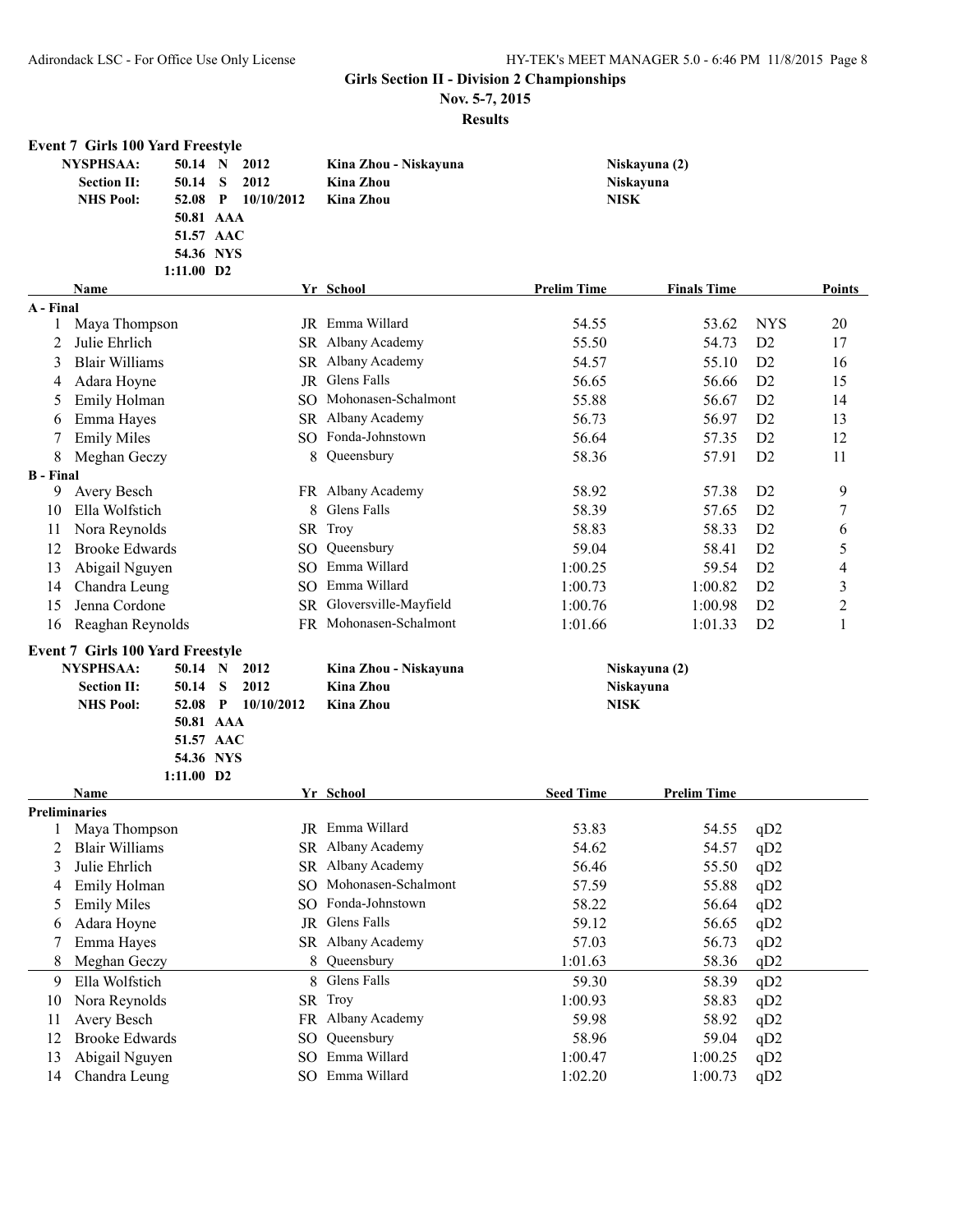## Girls Section II - Division 2 Championships

**Nov. 5-7, 2015**

**Results**

### Event 7 Girls 100 Yard Freestyle

| | | | | | |
|---|---|---|---|---|---|
| **NYSPHSAA:** | 50.14 | N | 2012 | Kina Zhou - Niskayuna | Niskayuna (2) |
| **Section II:** | 50.14 | S | 2012 | Kina Zhou | Niskayuna |
| **NHS Pool:** | 52.08 | P | 10/10/2012 | Kina Zhou | NISK |
| | 50.81 | AAA | | | |
| | 51.57 | AAC | | | |
| | 54.36 | NYS | | | |
| | 1:11.00 | D2 | | | |

| | Name | Yr | School | Prelim Time | Finals Time | | Points |
|---|---|---|---|---|---|---|---|
| **A - Final** | | | | | | | |
| 1 | Maya Thompson | JR | Emma Willard | 54.55 | 53.62 | NYS | 20 |
| 2 | Julie Ehrlich | SR | Albany Academy | 55.50 | 54.73 | D2 | 17 |
| 3 | Blair Williams | SR | Albany Academy | 54.57 | 55.10 | D2 | 16 |
| 4 | Adara Hoyne | JR | Glens Falls | 56.65 | 56.66 | D2 | 15 |
| 5 | Emily Holman | SO | Mohonasen-Schalmont | 55.88 | 56.67 | D2 | 14 |
| 6 | Emma Hayes | SR | Albany Academy | 56.73 | 56.97 | D2 | 13 |
| 7 | Emily Miles | SO | Fonda-Johnstown | 56.64 | 57.35 | D2 | 12 |
| 8 | Meghan Geczy | 8 | Queensbury | 58.36 | 57.91 | D2 | 11 |
| **B - Final** | | | | | | | |
| 9 | Avery Besch | FR | Albany Academy | 58.92 | 57.38 | D2 | 9 |
| 10 | Ella Wolfstich | 8 | Glens Falls | 58.39 | 57.65 | D2 | 7 |
| 11 | Nora Reynolds | SR | Troy | 58.83 | 58.33 | D2 | 6 |
| 12 | Brooke Edwards | SO | Queensbury | 59.04 | 58.41 | D2 | 5 |
| 13 | Abigail Nguyen | SO | Emma Willard | 1:00.25 | 59.54 | D2 | 4 |
| 14 | Chandra Leung | SO | Emma Willard | 1:00.73 | 1:00.82 | D2 | 3 |
| 15 | Jenna Cordone | SR | Gloversville-Mayfield | 1:00.76 | 1:00.98 | D2 | 2 |
| 16 | Reaghan Reynolds | FR | Mohonasen-Schalmont | 1:01.66 | 1:01.33 | D2 | 1 |

### Event 7 Girls 100 Yard Freestyle

| | | | | | |
|---|---|---|---|---|---|
| **NYSPHSAA:** | 50.14 | N | 2012 | Kina Zhou - Niskayuna | Niskayuna (2) |
| **Section II:** | 50.14 | S | 2012 | Kina Zhou | Niskayuna |
| **NHS Pool:** | 52.08 | P | 10/10/2012 | Kina Zhou | NISK |
| | 50.81 | AAA | | | |
| | 51.57 | AAC | | | |
| | 54.36 | NYS | | | |
| | 1:11.00 | D2 | | | |

| | Name | Yr | School | Seed Time | Prelim Time | |
|---|---|---|---|---|---|---|
| **Preliminaries** | | | | | | |
| 1 | Maya Thompson | JR | Emma Willard | 53.83 | 54.55 | qD2 |
| 2 | Blair Williams | SR | Albany Academy | 54.62 | 54.57 | qD2 |
| 3 | Julie Ehrlich | SR | Albany Academy | 56.46 | 55.50 | qD2 |
| 4 | Emily Holman | SO | Mohonasen-Schalmont | 57.59 | 55.88 | qD2 |
| 5 | Emily Miles | SO | Fonda-Johnstown | 58.22 | 56.64 | qD2 |
| 6 | Adara Hoyne | JR | Glens Falls | 59.12 | 56.65 | qD2 |
| 7 | Emma Hayes | SR | Albany Academy | 57.03 | 56.73 | qD2 |
| 8 | Meghan Geczy | 8 | Queensbury | 1:01.63 | 58.36 | qD2 |
| 9 | Ella Wolfstich | 8 | Glens Falls | 59.30 | 58.39 | qD2 |
| 10 | Nora Reynolds | SR | Troy | 1:00.93 | 58.83 | qD2 |
| 11 | Avery Besch | FR | Albany Academy | 59.98 | 58.92 | qD2 |
| 12 | Brooke Edwards | SO | Queensbury | 58.96 | 59.04 | qD2 |
| 13 | Abigail Nguyen | SO | Emma Willard | 1:00.47 | 1:00.25 | qD2 |
| 14 | Chandra Leung | SO | Emma Willard | 1:02.20 | 1:00.73 | qD2 |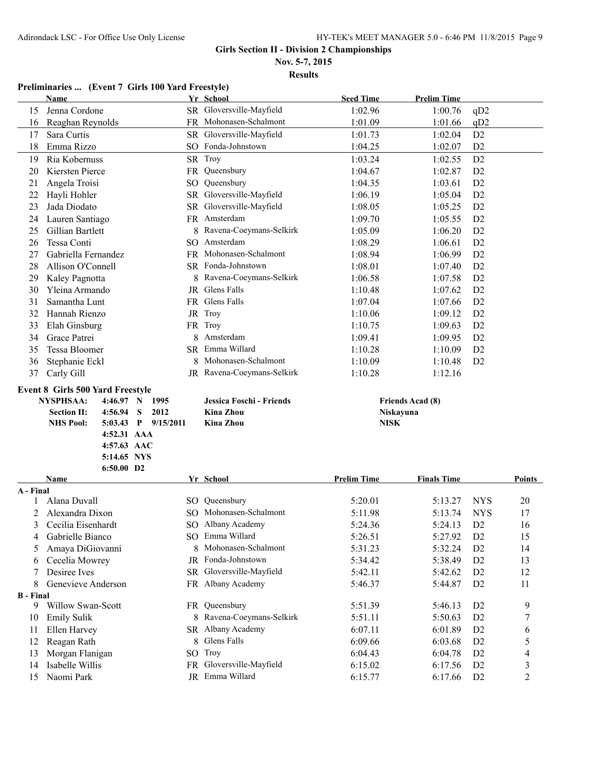## Girls Section II - Division 2 Championships

**Nov. 5-7, 2015**

**Results**

### Preliminaries ... (Event 7 Girls 100 Yard Freestyle)

| | Name | Yr | School | Seed Time | Prelim Time | |
|---|---|---|---|---|---|---|
| 15 | Jenna Cordone | SR | Gloversville-Mayfield | 1:02.96 | 1:00.76 | qD2 |
| 16 | Reaghan Reynolds | FR | Mohonasen-Schalmont | 1:01.09 | 1:01.66 | qD2 |
| 17 | Sara Curtis | SR | Gloversville-Mayfield | 1:01.73 | 1:02.04 | D2 |
| 18 | Emma Rizzo | SO | Fonda-Johnstown | 1:04.25 | 1:02.07 | D2 |
| 19 | Ria Kobernuss | SR | Troy | 1:03.24 | 1:02.55 | D2 |
| 20 | Kiersten Pierce | FR | Queensbury | 1:04.67 | 1:02.87 | D2 |
| 21 | Angela Troisi | SO | Queensbury | 1:04.35 | 1:03.61 | D2 |
| 22 | Hayli Hohler | SR | Gloversville-Mayfield | 1:06.19 | 1:05.04 | D2 |
| 23 | Jada Diodato | SR | Gloversville-Mayfield | 1:08.05 | 1:05.25 | D2 |
| 24 | Lauren Santiago | FR | Amsterdam | 1:09.70 | 1:05.55 | D2 |
| 25 | Gillian Bartlett | 8 | Ravena-Coeymans-Selkirk | 1:05.09 | 1:06.20 | D2 |
| 26 | Tessa Conti | SO | Amsterdam | 1:08.29 | 1:06.61 | D2 |
| 27 | Gabriella Fernandez | FR | Mohonasen-Schalmont | 1:08.94 | 1:06.99 | D2 |
| 28 | Allison O'Connell | SR | Fonda-Johnstown | 1:08.01 | 1:07.40 | D2 |
| 29 | Kaley Pagnotta | 8 | Ravena-Coeymans-Selkirk | 1:06.58 | 1:07.58 | D2 |
| 30 | Yleina Armando | JR | Glens Falls | 1:10.48 | 1:07.62 | D2 |
| 31 | Samantha Lunt | FR | Glens Falls | 1:07.04 | 1:07.66 | D2 |
| 32 | Hannah Rienzo | JR | Troy | 1:10.06 | 1:09.12 | D2 |
| 33 | Elah Ginsburg | FR | Troy | 1:10.75 | 1:09.63 | D2 |
| 34 | Grace Patrei | 8 | Amsterdam | 1:09.41 | 1:09.95 | D2 |
| 35 | Tessa Bloomer | SR | Emma Willard | 1:10.28 | 1:10.09 | D2 |
| 36 | Stephanie Eckl | 8 | Mohonasen-Schalmont | 1:10.09 | 1:10.48 | D2 |
| 37 | Carly Gill | JR | Ravena-Coeymans-Selkirk | 1:10.28 | 1:12.16 | |

### Event 8 Girls 500 Yard Freestyle

| | | | | | |
|---|---|---|---|---|---|
| NYSPHSAA: | 4:46.97 | N | 1995 | Jessica Foschi - Friends | Friends Acad (8) |
| Section II: | 4:56.94 | S | 2012 | Kina Zhou | Niskayuna |
| NHS Pool: | 5:03.43 | P | 9/15/2011 | Kina Zhou | NISK |
| | 4:52.31 | AAA | | | |
| | 4:57.63 | AAC | | | |
| | 5:14.65 | NYS | | | |
| | 6:50.00 | D2 | | | |

| | Name | Yr | School | Prelim Time | Finals Time | | Points |
|---|---|---|---|---|---|---|---|
| **A - Final** | | | | | | | |
| 1 | Alana Duvall | SO | Queensbury | 5:20.01 | 5:13.27 | NYS | 20 |
| 2 | Alexandra Dixon | SO | Mohonasen-Schalmont | 5:11.98 | 5:13.74 | NYS | 17 |
| 3 | Cecilia Eisenhardt | SO | Albany Academy | 5:24.36 | 5:24.13 | D2 | 16 |
| 4 | Gabrielle Bianco | SO | Emma Willard | 5:26.51 | 5:27.92 | D2 | 15 |
| 5 | Amaya DiGiovanni | 8 | Mohonasen-Schalmont | 5:31.23 | 5:32.24 | D2 | 14 |
| 6 | Cecelia Mowrey | JR | Fonda-Johnstown | 5:34.42 | 5:38.49 | D2 | 13 |
| 7 | Desiree Ives | SR | Gloversville-Mayfield | 5:42.11 | 5:42.62 | D2 | 12 |
| 8 | Genevieve Anderson | FR | Albany Academy | 5:46.37 | 5:44.87 | D2 | 11 |
| **B - Final** | | | | | | | |
| 9 | Willow Swan-Scott | FR | Queensbury | 5:51.39 | 5:46.13 | D2 | 9 |
| 10 | Emily Sulik | 8 | Ravena-Coeymans-Selkirk | 5:51.11 | 5:50.63 | D2 | 7 |
| 11 | Ellen Harvey | SR | Albany Academy | 6:07.11 | 6:01.89 | D2 | 6 |
| 12 | Reagan Rath | 8 | Glens Falls | 6:09.66 | 6:03.68 | D2 | 5 |
| 13 | Morgan Flanigan | SO | Troy | 6:04.43 | 6:04.78 | D2 | 4 |
| 14 | Isabelle Willis | FR | Gloversville-Mayfield | 6:15.02 | 6:17.56 | D2 | 3 |
| 15 | Naomi Park | JR | Emma Willard | 6:15.77 | 6:17.66 | D2 | 2 |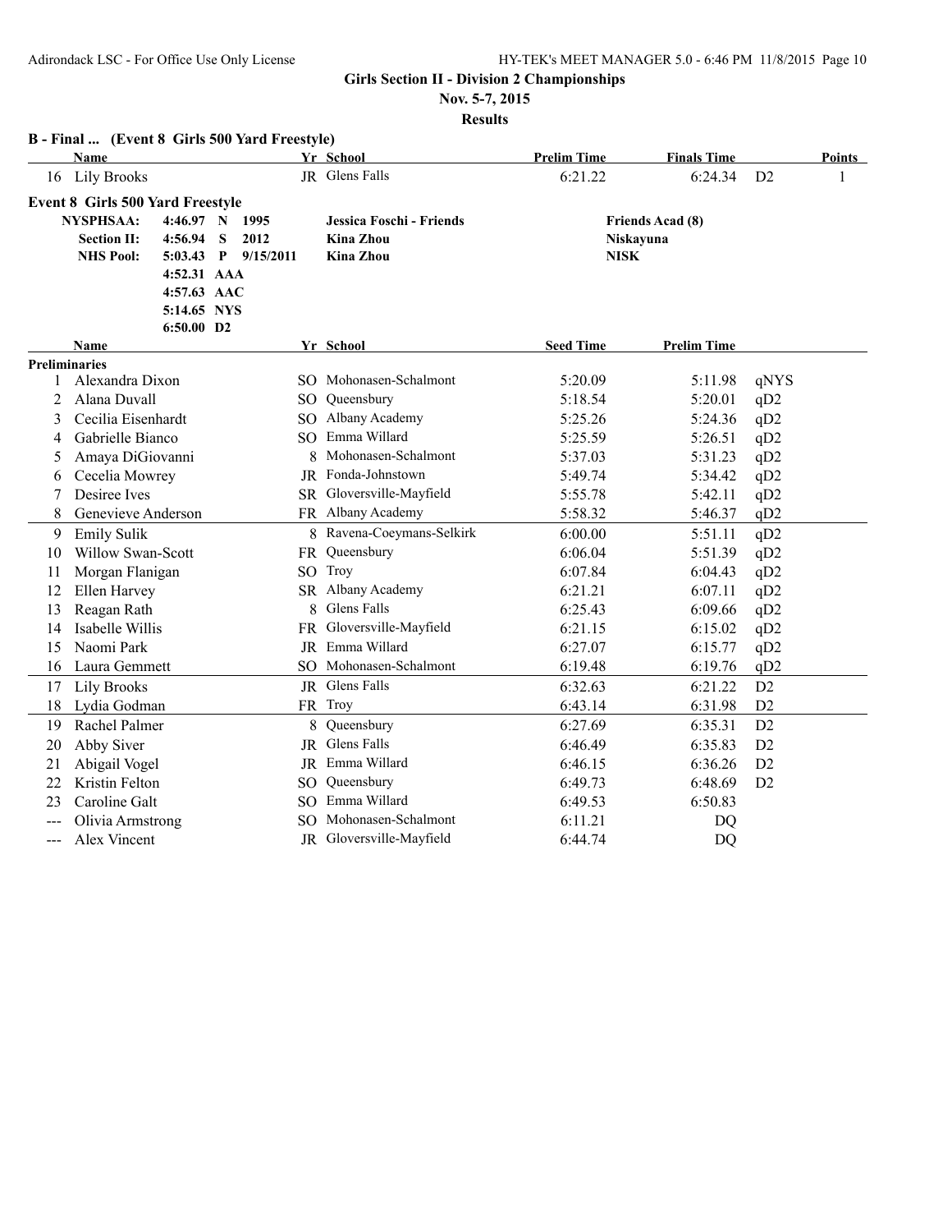## Girls Section II - Division 2 Championships

**Nov. 5-7, 2015**

**Results**

### B - Final ... (Event 8 Girls 500 Yard Freestyle)

| | Name | Yr | School | Prelim Time | Finals Time | | Points |
|---|---|---|---|---|---|---|---|
| 16 | Lily Brooks | JR | Glens Falls | 6:21.22 | 6:24.34 | D2 | 1 |

### Event 8 Girls 500 Yard Freestyle

| | | | | | |
|---|---|---|---|---|---|
| **NYSPHSAA:** | **4:46.97** | **N** | **1995** | **Jessica Foschi - Friends** | **Friends Acad (8)** |
| **Section II:** | **4:56.94** | **S** | **2012** | **Kina Zhou** | **Niskayuna** |
| **NHS Pool:** | **5:03.43** | **P** | **9/15/2011** | **Kina Zhou** | **NISK** |
| | **4:52.31** | **AAA** | | | |
| | **4:57.63** | **AAC** | | | |
| | **5:14.65** | **NYS** | | | |
| | **6:50.00** | **D2** | | | |

**Preliminaries**

| | Name | Yr | School | Seed Time | Prelim Time | |
|---|---|---|---|---|---|---|
| 1 | Alexandra Dixon | SO | Mohonasen-Schalmont | 5:20.09 | 5:11.98 | qNYS |
| 2 | Alana Duvall | SO | Queensbury | 5:18.54 | 5:20.01 | qD2 |
| 3 | Cecilia Eisenhardt | SO | Albany Academy | 5:25.26 | 5:24.36 | qD2 |
| 4 | Gabrielle Bianco | SO | Emma Willard | 5:25.59 | 5:26.51 | qD2 |
| 5 | Amaya DiGiovanni | 8 | Mohonasen-Schalmont | 5:37.03 | 5:31.23 | qD2 |
| 6 | Cecelia Mowrey | JR | Fonda-Johnstown | 5:49.74 | 5:34.42 | qD2 |
| 7 | Desiree Ives | SR | Gloversville-Mayfield | 5:55.78 | 5:42.11 | qD2 |
| 8 | Genevieve Anderson | FR | Albany Academy | 5:58.32 | 5:46.37 | qD2 |
| 9 | Emily Sulik | 8 | Ravena-Coeymans-Selkirk | 6:00.00 | 5:51.11 | qD2 |
| 10 | Willow Swan-Scott | FR | Queensbury | 6:06.04 | 5:51.39 | qD2 |
| 11 | Morgan Flanigan | SO | Troy | 6:07.84 | 6:04.43 | qD2 |
| 12 | Ellen Harvey | SR | Albany Academy | 6:21.21 | 6:07.11 | qD2 |
| 13 | Reagan Rath | 8 | Glens Falls | 6:25.43 | 6:09.66 | qD2 |
| 14 | Isabelle Willis | FR | Gloversville-Mayfield | 6:21.15 | 6:15.02 | qD2 |
| 15 | Naomi Park | JR | Emma Willard | 6:27.07 | 6:15.77 | qD2 |
| 16 | Laura Gemmett | SO | Mohonasen-Schalmont | 6:19.48 | 6:19.76 | qD2 |
| 17 | Lily Brooks | JR | Glens Falls | 6:32.63 | 6:21.22 | D2 |
| 18 | Lydia Godman | FR | Troy | 6:43.14 | 6:31.98 | D2 |
| 19 | Rachel Palmer | 8 | Queensbury | 6:27.69 | 6:35.31 | D2 |
| 20 | Abby Siver | JR | Glens Falls | 6:46.49 | 6:35.83 | D2 |
| 21 | Abigail Vogel | JR | Emma Willard | 6:46.15 | 6:36.26 | D2 |
| 22 | Kristin Felton | SO | Queensbury | 6:49.73 | 6:48.69 | D2 |
| 23 | Caroline Galt | SO | Emma Willard | 6:49.53 | 6:50.83 | |
| --- | Olivia Armstrong | SO | Mohonasen-Schalmont | 6:11.21 | DQ | |
| --- | Alex Vincent | JR | Gloversville-Mayfield | 6:44.74 | DQ | |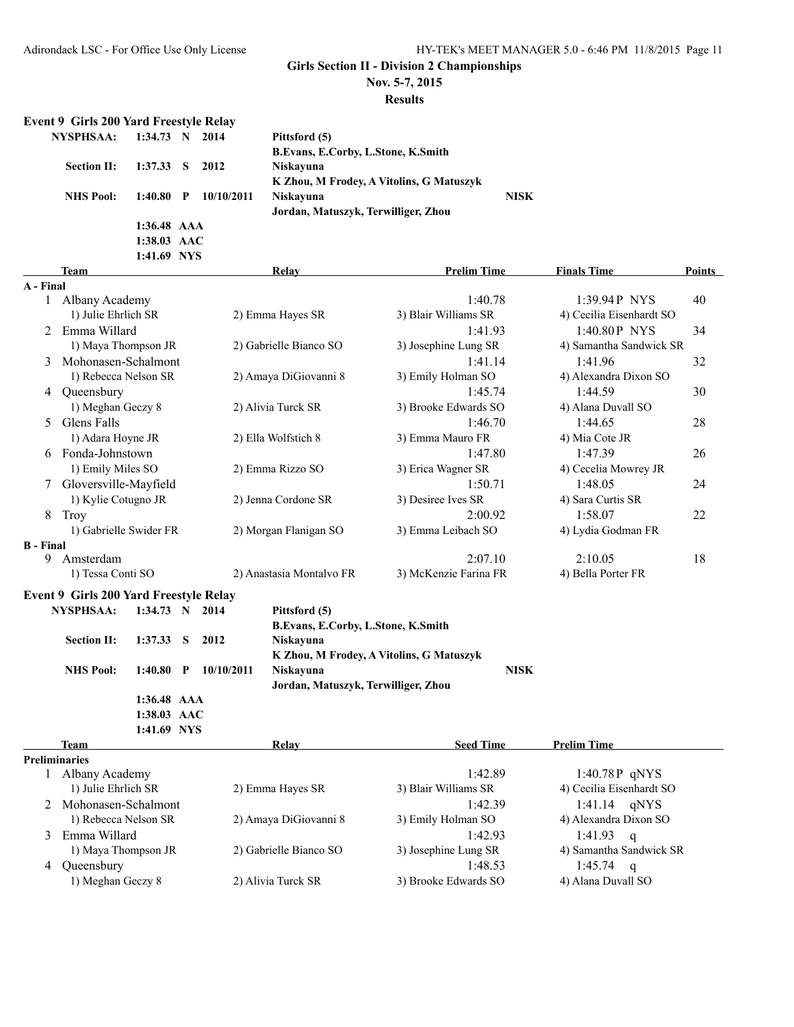**Girls Section II - Division 2 Championships**

**Nov. 5-7, 2015**

**Results**

### Event 9 Girls 200 Yard Freestyle Relay

| | | | | |
|---|---|---|---|---|
| **NYSPHSAA:** | **1:34.73 N** | **2014** | **Pittsford (5)** | |
| | | | **B.Evans, E.Corby, L.Stone, K.Smith** | |
| **Section II:** | **1:37.33 S** | **2012** | **Niskayuna** | |
| | | | **K Zhou, M Frodey, A Vitolins, G Matuszyk** | |
| **NHS Pool:** | **1:40.80 P** | **10/10/2011** | **Niskayuna** | **NISK** |
| | | | **Jordan, Matuszyk, Terwilliger, Zhou** | |
| | **1:36.48 AAA** | | | |
| | **1:38.03 AAC** | | | |
| | **1:41.69 NYS** | | | |

| | Team | Relay | | Prelim Time | Finals Time | Points |
|---|---|---|---|---|---|---|
| **A - Final** | | | | | | |
| 1 | Albany Academy | | | 1:40.78 | 1:39.94P NYS | 40 |
| | 1) Julie Ehrlich SR | 2) Emma Hayes SR | 3) Blair Williams SR | | 4) Cecilia Eisenhardt SO | |
| 2 | Emma Willard | | | 1:41.93 | 1:40.80P NYS | 34 |
| | 1) Maya Thompson JR | 2) Gabrielle Bianco SO | 3) Josephine Lung SR | | 4) Samantha Sandwick SR | |
| 3 | Mohonasen-Schalmont | | | 1:41.14 | 1:41.96 | 32 |
| | 1) Rebecca Nelson SR | 2) Amaya DiGiovanni 8 | 3) Emily Holman SO | | 4) Alexandra Dixon SO | |
| 4 | Queensbury | | | 1:45.74 | 1:44.59 | 30 |
| | 1) Meghan Geczy 8 | 2) Alivia Turck SR | 3) Brooke Edwards SO | | 4) Alana Duvall SO | |
| 5 | Glens Falls | | | 1:46.70 | 1:44.65 | 28 |
| | 1) Adara Hoyne JR | 2) Ella Wolfstich 8 | 3) Emma Mauro FR | | 4) Mia Cote JR | |
| 6 | Fonda-Johnstown | | | 1:47.80 | 1:47.39 | 26 |
| | 1) Emily Miles SO | 2) Emma Rizzo SO | 3) Erica Wagner SR | | 4) Cecelia Mowrey JR | |
| 7 | Gloversville-Mayfield | | | 1:50.71 | 1:48.05 | 24 |
| | 1) Kylie Cotugno JR | 2) Jenna Cordone SR | 3) Desiree Ives SR | | 4) Sara Curtis SR | |
| 8 | Troy | | | 2:00.92 | 1:58.07 | 22 |
| | 1) Gabrielle Swider FR | 2) Morgan Flanigan SO | 3) Emma Leibach SO | | 4) Lydia Godman FR | |
| **B - Final** | | | | | | |
| 9 | Amsterdam | | | 2:07.10 | 2:10.05 | 18 |
| | 1) Tessa Conti SO | 2) Anastasia Montalvo FR | 3) McKenzie Farina FR | | 4) Bella Porter FR | |

### Event 9 Girls 200 Yard Freestyle Relay

| | | | | |
|---|---|---|---|---|
| **NYSPHSAA:** | **1:34.73 N** | **2014** | **Pittsford (5)** | |
| | | | **B.Evans, E.Corby, L.Stone, K.Smith** | |
| **Section II:** | **1:37.33 S** | **2012** | **Niskayuna** | |
| | | | **K Zhou, M Frodey, A Vitolins, G Matuszyk** | |
| **NHS Pool:** | **1:40.80 P** | **10/10/2011** | **Niskayuna** | **NISK** |
| | | | **Jordan, Matuszyk, Terwilliger, Zhou** | |
| | **1:36.48 AAA** | | | |
| | **1:38.03 AAC** | | | |
| | **1:41.69 NYS** | | | |

| | Team | Relay | | Seed Time | Prelim Time |
|---|---|---|---|---|---|
| **Preliminaries** | | | | | |
| 1 | Albany Academy | | | 1:42.89 | 1:40.78P qNYS |
| | 1) Julie Ehrlich SR | 2) Emma Hayes SR | 3) Blair Williams SR | | 4) Cecilia Eisenhardt SO |
| 2 | Mohonasen-Schalmont | | | 1:42.39 | 1:41.14 qNYS |
| | 1) Rebecca Nelson SR | 2) Amaya DiGiovanni 8 | 3) Emily Holman SO | | 4) Alexandra Dixon SO |
| 3 | Emma Willard | | | 1:42.93 | 1:41.93 q |
| | 1) Maya Thompson JR | 2) Gabrielle Bianco SO | 3) Josephine Lung SR | | 4) Samantha Sandwick SR |
| 4 | Queensbury | | | 1:48.53 | 1:45.74 q |
| | 1) Meghan Geczy 8 | 2) Alivia Turck SR | 3) Brooke Edwards SO | | 4) Alana Duvall SO |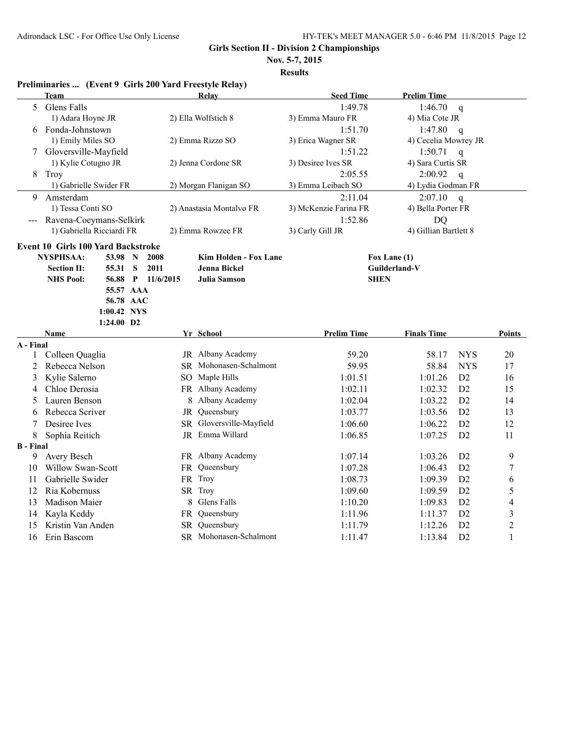**Girls Section II - Division 2 Championships**

**Nov. 5-7, 2015**

**Results**

### Preliminaries ... (Event 9 Girls 200 Yard Freestyle Relay)

| | Team | Relay | Seed Time | Prelim Time | |
|---|---|---|---|---|---|
| 5 | Glens Falls | | 1:49.78 | 1:46.70 | q |
| | 1) Adara Hoyne JR | 2) Ella Wolfstich 8 | 3) Emma Mauro FR | 4) Mia Cote JR | |
| 6 | Fonda-Johnstown | | 1:51.70 | 1:47.80 | q |
| | 1) Emily Miles SO | 2) Emma Rizzo SO | 3) Erica Wagner SR | 4) Cecelia Mowrey JR | |
| 7 | Gloversville-Mayfield | | 1:51.22 | 1:50.71 | q |
| | 1) Kylie Cotugno JR | 2) Jenna Cordone SR | 3) Desiree Ives SR | 4) Sara Curtis SR | |
| 8 | Troy | | 2:05.55 | 2:00.92 | q |
| | 1) Gabrielle Swider FR | 2) Morgan Flanigan SO | 3) Emma Leibach SO | 4) Lydia Godman FR | |
| 9 | Amsterdam | | 2:11.04 | 2:07.10 | q |
| | 1) Tessa Conti SO | 2) Anastasia Montalvo FR | 3) McKenzie Farina FR | 4) Bella Porter FR | |
| --- | Ravena-Coeymans-Selkirk | | 1:52.86 | DQ | |
| | 1) Gabriella Ricciardi FR | 2) Emma Rowzee FR | 3) Carly Gill JR | 4) Gillian Bartlett 8 | |

### Event 10 Girls 100 Yard Backstroke

| | | | | | |
|---|---|---|---|---|---|
| **NYSPHSAA:** | 53.98 | N | 2008 | **Kim Holden - Fox Lane** | **Fox Lane (1)** |
| **Section II:** | 55.31 | S | 2011 | **Jenna Bickel** | **Guilderland-V** |
| **NHS Pool:** | 56.88 | P | 11/6/2015 | **Julia Samson** | **SHEN** |
| | 55.57 | AAA | | | |
| | 56.78 | AAC | | | |
| | 1:00.42 | NYS | | | |
| | 1:24.00 | D2 | | | |

| | Name | Yr | School | Prelim Time | Finals Time | | Points |
|---|---|---|---|---|---|---|---|
| **A - Final** | | | | | | | |
| 1 | Colleen Quaglia | JR | Albany Academy | 59.20 | 58.17 | NYS | 20 |
| 2 | Rebecca Nelson | SR | Mohonasen-Schalmont | 59.95 | 58.84 | NYS | 17 |
| 3 | Kylie Salerno | SO | Maple Hills | 1:01.51 | 1:01.26 | D2 | 16 |
| 4 | Chloe Derosia | FR | Albany Academy | 1:02.11 | 1:02.32 | D2 | 15 |
| 5 | Lauren Benson | 8 | Albany Academy | 1:02.04 | 1:03.22 | D2 | 14 |
| 6 | Rebecca Scriver | JR | Queensbury | 1:03.77 | 1:03.56 | D2 | 13 |
| 7 | Desiree Ives | SR | Gloversville-Mayfield | 1:06.60 | 1:06.22 | D2 | 12 |
| 8 | Sophia Reitich | JR | Emma Willard | 1:06.85 | 1:07.25 | D2 | 11 |
| **B - Final** | | | | | | | |
| 9 | Avery Besch | FR | Albany Academy | 1:07.14 | 1:03.26 | D2 | 9 |
| 10 | Willow Swan-Scott | FR | Queensbury | 1:07.28 | 1:06.43 | D2 | 7 |
| 11 | Gabrielle Swider | FR | Troy | 1:08.73 | 1:09.39 | D2 | 6 |
| 12 | Ria Kobernuss | SR | Troy | 1:09.60 | 1:09.59 | D2 | 5 |
| 13 | Madison Maier | 8 | Glens Falls | 1:10.20 | 1:09.83 | D2 | 4 |
| 14 | Kayla Keddy | FR | Queensbury | 1:11.96 | 1:11.37 | D2 | 3 |
| 15 | Kristin Van Anden | SR | Queensbury | 1:11.79 | 1:12.26 | D2 | 2 |
| 16 | Erin Bascom | SR | Mohonasen-Schalmont | 1:11.47 | 1:13.84 | D2 | 1 |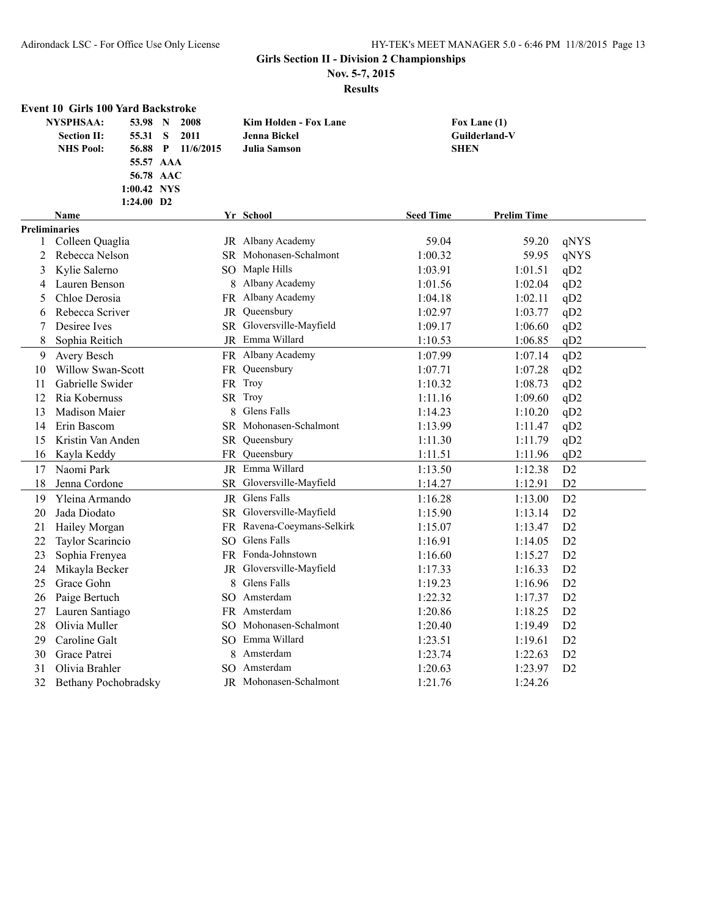**Girls Section II - Division 2 Championships**

**Nov. 5-7, 2015**

**Results**

### Event 10 Girls 100 Yard Backstroke

| | | | | | |
|---|---|---|---|---|---|
| **NYSPHSAA:** | 53.98 | N | 2008 | Kim Holden - Fox Lane | Fox Lane (1) |
| **Section II:** | 55.31 | S | 2011 | Jenna Bickel | Guilderland-V |
| **NHS Pool:** | 56.88 | P | 11/6/2015 | Julia Samson | SHEN |
| | 55.57 | AAA | | | |
| | 56.78 | AAC | | | |
| | 1:00.42 | NYS | | | |
| | 1:24.00 | D2 | | | |

**Preliminaries**

| | Name | Yr | School | Seed Time | Prelim Time | |
|---|---|---|---|---|---|---|
| 1 | Colleen Quaglia | JR | Albany Academy | 59.04 | 59.20 | qNYS |
| 2 | Rebecca Nelson | SR | Mohonasen-Schalmont | 1:00.32 | 59.95 | qNYS |
| 3 | Kylie Salerno | SO | Maple Hills | 1:03.91 | 1:01.51 | qD2 |
| 4 | Lauren Benson | 8 | Albany Academy | 1:01.56 | 1:02.04 | qD2 |
| 5 | Chloe Derosia | FR | Albany Academy | 1:04.18 | 1:02.11 | qD2 |
| 6 | Rebecca Scriver | JR | Queensbury | 1:02.97 | 1:03.77 | qD2 |
| 7 | Desiree Ives | SR | Gloversville-Mayfield | 1:09.17 | 1:06.60 | qD2 |
| 8 | Sophia Reitich | JR | Emma Willard | 1:10.53 | 1:06.85 | qD2 |
| 9 | Avery Besch | FR | Albany Academy | 1:07.99 | 1:07.14 | qD2 |
| 10 | Willow Swan-Scott | FR | Queensbury | 1:07.71 | 1:07.28 | qD2 |
| 11 | Gabrielle Swider | FR | Troy | 1:10.32 | 1:08.73 | qD2 |
| 12 | Ria Kobernuss | SR | Troy | 1:11.16 | 1:09.60 | qD2 |
| 13 | Madison Maier | 8 | Glens Falls | 1:14.23 | 1:10.20 | qD2 |
| 14 | Erin Bascom | SR | Mohonasen-Schalmont | 1:13.99 | 1:11.47 | qD2 |
| 15 | Kristin Van Anden | SR | Queensbury | 1:11.30 | 1:11.79 | qD2 |
| 16 | Kayla Keddy | FR | Queensbury | 1:11.51 | 1:11.96 | qD2 |
| 17 | Naomi Park | JR | Emma Willard | 1:13.50 | 1:12.38 | D2 |
| 18 | Jenna Cordone | SR | Gloversville-Mayfield | 1:14.27 | 1:12.91 | D2 |
| 19 | Yleina Armando | JR | Glens Falls | 1:16.28 | 1:13.00 | D2 |
| 20 | Jada Diodato | SR | Gloversville-Mayfield | 1:15.90 | 1:13.14 | D2 |
| 21 | Hailey Morgan | FR | Ravena-Coeymans-Selkirk | 1:15.07 | 1:13.47 | D2 |
| 22 | Taylor Scarincio | SO | Glens Falls | 1:16.91 | 1:14.05 | D2 |
| 23 | Sophia Frenyea | FR | Fonda-Johnstown | 1:16.60 | 1:15.27 | D2 |
| 24 | Mikayla Becker | JR | Gloversville-Mayfield | 1:17.33 | 1:16.33 | D2 |
| 25 | Grace Gohn | 8 | Glens Falls | 1:19.23 | 1:16.96 | D2 |
| 26 | Paige Bertuch | SO | Amsterdam | 1:22.32 | 1:17.37 | D2 |
| 27 | Lauren Santiago | FR | Amsterdam | 1:20.86 | 1:18.25 | D2 |
| 28 | Olivia Muller | SO | Mohonasen-Schalmont | 1:20.40 | 1:19.49 | D2 |
| 29 | Caroline Galt | SO | Emma Willard | 1:23.51 | 1:19.61 | D2 |
| 30 | Grace Patrei | 8 | Amsterdam | 1:23.74 | 1:22.63 | D2 |
| 31 | Olivia Brahler | SO | Amsterdam | 1:20.63 | 1:23.97 | D2 |
| 32 | Bethany Pochobradsky | JR | Mohonasen-Schalmont | 1:21.76 | 1:24.26 | |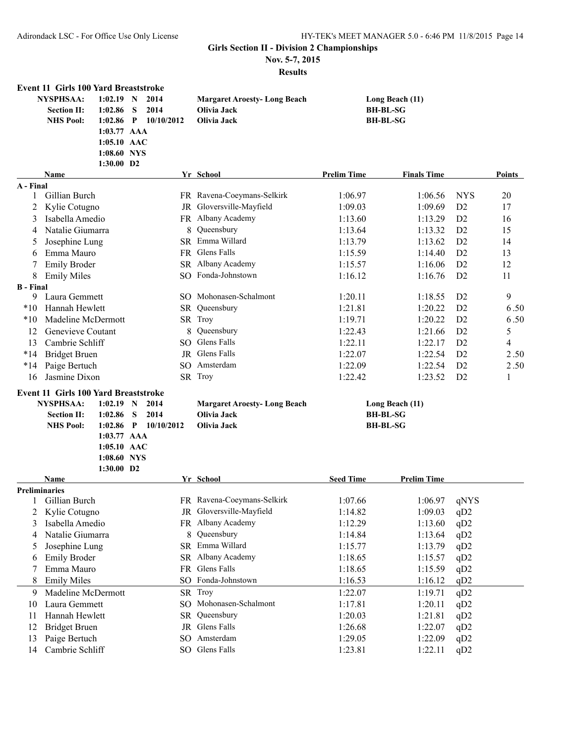**Girls Section II - Division 2 Championships**

**Nov. 5-7, 2015**

**Results**

### Event 11 Girls 100 Yard Breaststroke

| | | | | | |
|---|---|---|---|---|---|
| **NYSPHSAA:** | 1:02.19 | N | 2014 | **Margaret Aroesty- Long Beach** | **Long Beach (11)** |
| **Section II:** | 1:02.86 | S | 2014 | **Olivia Jack** | **BH-BL-SG** |
| **NHS Pool:** | 1:02.86 | P | 10/10/2012 | **Olivia Jack** | **BH-BL-SG** |
| | 1:03.77 | AAA | | | |
| | 1:05.10 | AAC | | | |
| | 1:08.60 | NYS | | | |
| | 1:30.00 | D2 | | | |

| | Name | Yr | School | Prelim Time | Finals Time | | Points |
|---|---|---|---|---|---|---|---|
| **A - Final** | | | | | | | |
| 1 | Gillian Burch | FR | Ravena-Coeymans-Selkirk | 1:06.97 | 1:06.56 | NYS | 20 |
| 2 | Kylie Cotugno | JR | Gloversville-Mayfield | 1:09.03 | 1:09.69 | D2 | 17 |
| 3 | Isabella Amedio | FR | Albany Academy | 1:13.60 | 1:13.29 | D2 | 16 |
| 4 | Natalie Giumarra | 8 | Queensbury | 1:13.64 | 1:13.32 | D2 | 15 |
| 5 | Josephine Lung | SR | Emma Willard | 1:13.79 | 1:13.62 | D2 | 14 |
| 6 | Emma Mauro | FR | Glens Falls | 1:15.59 | 1:14.40 | D2 | 13 |
| 7 | Emily Broder | SR | Albany Academy | 1:15.57 | 1:16.06 | D2 | 12 |
| 8 | Emily Miles | SO | Fonda-Johnstown | 1:16.12 | 1:16.76 | D2 | 11 |
| **B - Final** | | | | | | | |
| 9 | Laura Gemmett | SO | Mohonasen-Schalmont | 1:20.11 | 1:18.55 | D2 | 9 |
| *10 | Hannah Hewlett | SR | Queensbury | 1:21.81 | 1:20.22 | D2 | 6.50 |
| *10 | Madeline McDermott | SR | Troy | 1:19.71 | 1:20.22 | D2 | 6.50 |
| 12 | Genevieve Coutant | 8 | Queensbury | 1:22.43 | 1:21.66 | D2 | 5 |
| 13 | Cambrie Schliff | SO | Glens Falls | 1:22.11 | 1:22.17 | D2 | 4 |
| *14 | Bridget Bruen | JR | Glens Falls | 1:22.07 | 1:22.54 | D2 | 2.50 |
| *14 | Paige Bertuch | SO | Amsterdam | 1:22.09 | 1:22.54 | D2 | 2.50 |
| 16 | Jasmine Dixon | SR | Troy | 1:22.42 | 1:23.52 | D2 | 1 |

### Event 11 Girls 100 Yard Breaststroke

| | | | | | |
|---|---|---|---|---|---|
| **NYSPHSAA:** | 1:02.19 | N | 2014 | **Margaret Aroesty- Long Beach** | **Long Beach (11)** |
| **Section II:** | 1:02.86 | S | 2014 | **Olivia Jack** | **BH-BL-SG** |
| **NHS Pool:** | 1:02.86 | P | 10/10/2012 | **Olivia Jack** | **BH-BL-SG** |
| | 1:03.77 | AAA | | | |
| | 1:05.10 | AAC | | | |
| | 1:08.60 | NYS | | | |
| | 1:30.00 | D2 | | | |

| | Name | Yr | School | Seed Time | Prelim Time | |
|---|---|---|---|---|---|---|
| **Preliminaries** | | | | | | |
| 1 | Gillian Burch | FR | Ravena-Coeymans-Selkirk | 1:07.66 | 1:06.97 | qNYS |
| 2 | Kylie Cotugno | JR | Gloversville-Mayfield | 1:14.82 | 1:09.03 | qD2 |
| 3 | Isabella Amedio | FR | Albany Academy | 1:12.29 | 1:13.60 | qD2 |
| 4 | Natalie Giumarra | 8 | Queensbury | 1:14.84 | 1:13.64 | qD2 |
| 5 | Josephine Lung | SR | Emma Willard | 1:15.77 | 1:13.79 | qD2 |
| 6 | Emily Broder | SR | Albany Academy | 1:18.65 | 1:15.57 | qD2 |
| 7 | Emma Mauro | FR | Glens Falls | 1:18.65 | 1:15.59 | qD2 |
| 8 | Emily Miles | SO | Fonda-Johnstown | 1:16.53 | 1:16.12 | qD2 |
| 9 | Madeline McDermott | SR | Troy | 1:22.07 | 1:19.71 | qD2 |
| 10 | Laura Gemmett | SO | Mohonasen-Schalmont | 1:17.81 | 1:20.11 | qD2 |
| 11 | Hannah Hewlett | SR | Queensbury | 1:20.03 | 1:21.81 | qD2 |
| 12 | Bridget Bruen | JR | Glens Falls | 1:26.68 | 1:22.07 | qD2 |
| 13 | Paige Bertuch | SO | Amsterdam | 1:29.05 | 1:22.09 | qD2 |
| 14 | Cambrie Schliff | SO | Glens Falls | 1:23.81 | 1:22.11 | qD2 |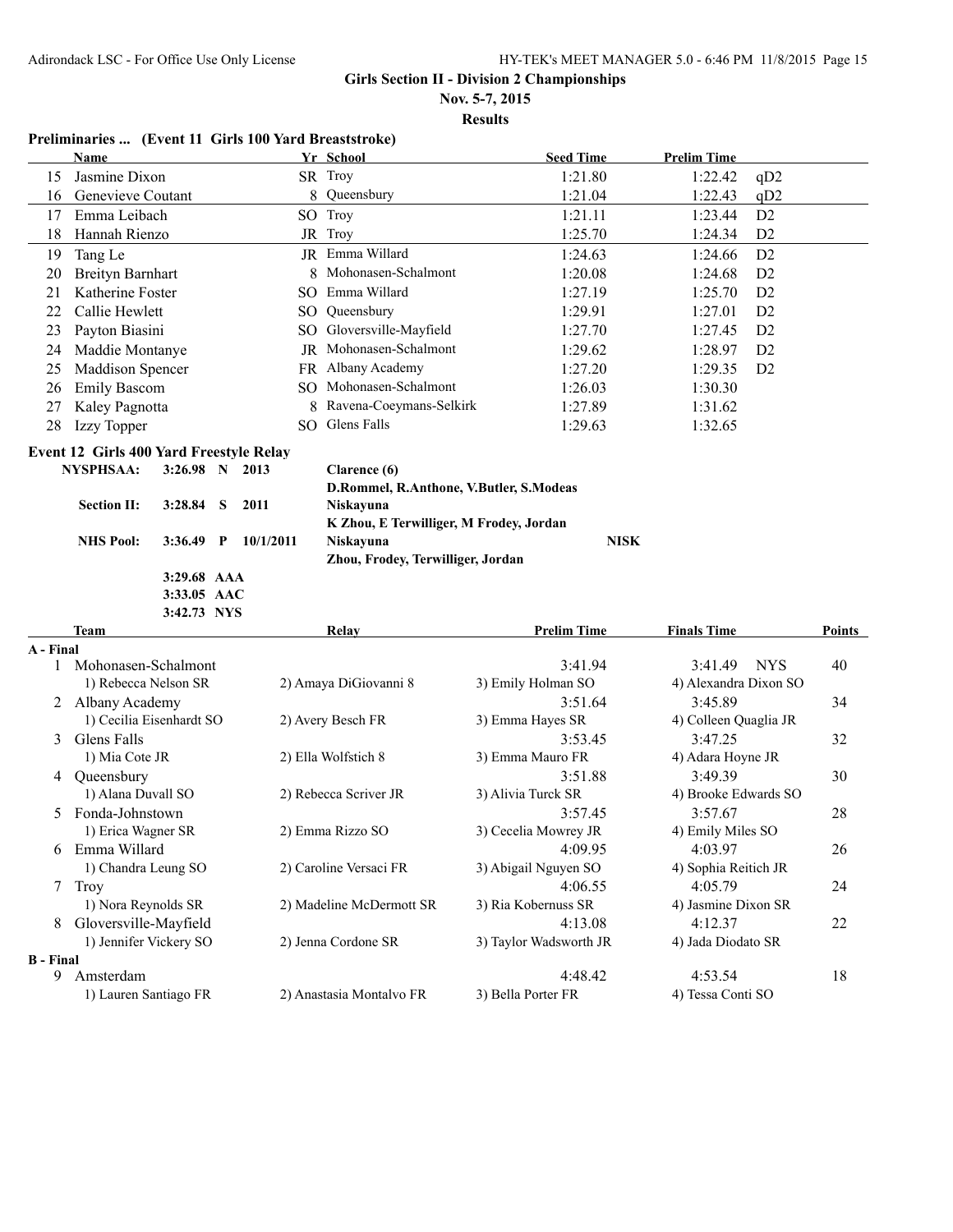## Girls Section II - Division 2 Championships

**Nov. 5-7, 2015**

**Results**

### Preliminaries ... (Event 11 Girls 100 Yard Breaststroke)

| | Name | Yr | School | Seed Time | Prelim Time | |
|---|---|---|---|---|---|---|
| 15 | Jasmine Dixon | SR | Troy | 1:21.80 | 1:22.42 | qD2 |
| 16 | Genevieve Coutant | 8 | Queensbury | 1:21.04 | 1:22.43 | qD2 |
| 17 | Emma Leibach | SO | Troy | 1:21.11 | 1:23.44 | D2 |
| 18 | Hannah Rienzo | JR | Troy | 1:25.70 | 1:24.34 | D2 |
| 19 | Tang Le | JR | Emma Willard | 1:24.63 | 1:24.66 | D2 |
| 20 | Breityn Barnhart | 8 | Mohonasen-Schalmont | 1:20.08 | 1:24.68 | D2 |
| 21 | Katherine Foster | SO | Emma Willard | 1:27.19 | 1:25.70 | D2 |
| 22 | Callie Hewlett | SO | Queensbury | 1:29.91 | 1:27.01 | D2 |
| 23 | Payton Biasini | SO | Gloversville-Mayfield | 1:27.70 | 1:27.45 | D2 |
| 24 | Maddie Montanye | JR | Mohonasen-Schalmont | 1:29.62 | 1:28.97 | D2 |
| 25 | Maddison Spencer | FR | Albany Academy | 1:27.20 | 1:29.35 | D2 |
| 26 | Emily Bascom | SO | Mohonasen-Schalmont | 1:26.03 | 1:30.30 | |
| 27 | Kaley Pagnotta | 8 | Ravena-Coeymans-Selkirk | 1:27.89 | 1:31.62 | |
| 28 | Izzy Topper | SO | Glens Falls | 1:29.63 | 1:32.65 | |

### Event 12 Girls 400 Yard Freestyle Relay

| | | | | | |
|---|---|---|---|---|---|
| **NYSPHSAA:** | **3:26.98** | **N** | **2013** | **Clarence (6)** | |
| | | | | **D.Rommel, R.Anthone, V.Butler, S.Modeas** | |
| **Section II:** | **3:28.84** | **S** | **2011** | **Niskayuna** | |
| | | | | **K Zhou, E Terwilliger, M Frodey, Jordan** | |
| **NHS Pool:** | **3:36.49** | **P** | **10/1/2011** | **Niskayuna** | **NISK** |
| | | | | **Zhou, Frodey, Terwilliger, Jordan** | |
| | **3:29.68** | **AAA** | | | |
| | **3:33.05** | **AAC** | | | |
| | **3:42.73** | **NYS** | | | |

| | Team | Relay | | Prelim Time | Finals Time | Points |
|---|---|---|---|---|---|---|
| **A - Final** | | | | | | |
| 1 | Mohonasen-Schalmont | | | 3:41.94 | 3:41.49 NYS | 40 |
| | 1) Rebecca Nelson SR | 2) Amaya DiGiovanni 8 | 3) Emily Holman SO | 4) Alexandra Dixon SO | | |
| 2 | Albany Academy | | | 3:51.64 | 3:45.89 | 34 |
| | 1) Cecilia Eisenhardt SO | 2) Avery Besch FR | 3) Emma Hayes SR | 4) Colleen Quaglia JR | | |
| 3 | Glens Falls | | | 3:53.45 | 3:47.25 | 32 |
| | 1) Mia Cote JR | 2) Ella Wolfstich 8 | 3) Emma Mauro FR | 4) Adara Hoyne JR | | |
| 4 | Queensbury | | | 3:51.88 | 3:49.39 | 30 |
| | 1) Alana Duvall SO | 2) Rebecca Scriver JR | 3) Alivia Turck SR | 4) Brooke Edwards SO | | |
| 5 | Fonda-Johnstown | | | 3:57.45 | 3:57.67 | 28 |
| | 1) Erica Wagner SR | 2) Emma Rizzo SO | 3) Cecelia Mowrey JR | 4) Emily Miles SO | | |
| 6 | Emma Willard | | | 4:09.95 | 4:03.97 | 26 |
| | 1) Chandra Leung SO | 2) Caroline Versaci FR | 3) Abigail Nguyen SO | 4) Sophia Reitich JR | | |
| 7 | Troy | | | 4:06.55 | 4:05.79 | 24 |
| | 1) Nora Reynolds SR | 2) Madeline McDermott SR | 3) Ria Kobernuss SR | 4) Jasmine Dixon SR | | |
| 8 | Gloversville-Mayfield | | | 4:13.08 | 4:12.37 | 22 |
| | 1) Jennifer Vickery SO | 2) Jenna Cordone SR | 3) Taylor Wadsworth JR | 4) Jada Diodato SR | | |
| **B - Final** | | | | | | |
| 9 | Amsterdam | | | 4:48.42 | 4:53.54 | 18 |
| | 1) Lauren Santiago FR | 2) Anastasia Montalvo FR | 3) Bella Porter FR | 4) Tessa Conti SO | | |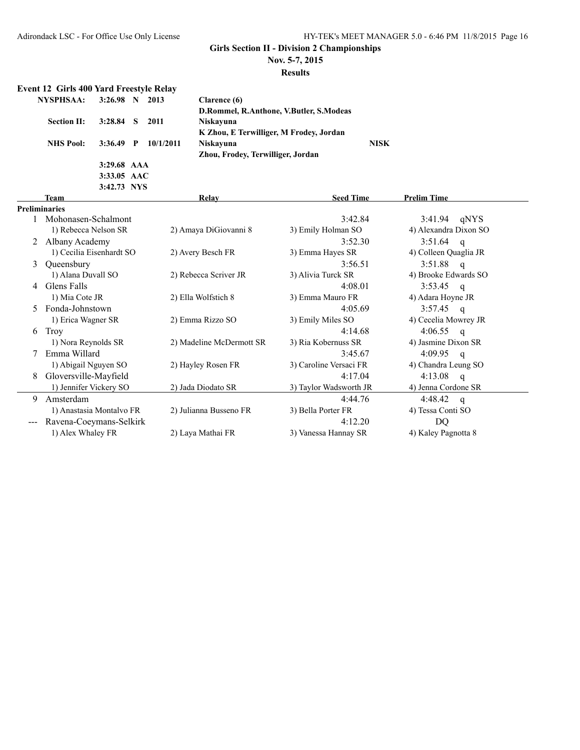**Girls Section II - Division 2 Championships**

**Nov. 5-7, 2015**

**Results**

### Event 12 Girls 400 Yard Freestyle Relay

| | | | | | |
|---|---|---|---|---|---|
| **NYSPHSAA:** | **3:26.98** | **N** | **2013** | **Clarence (6)** | |
| | | | | **D.Rommel, R.Anthone, V.Butler, S.Modeas** | |
| **Section II:** | **3:28.84** | **S** | **2011** | **Niskayuna** | |
| | | | | **K Zhou, E Terwilliger, M Frodey, Jordan** | |
| **NHS Pool:** | **3:36.49** | **P** | **10/1/2011** | **Niskayuna** | **NISK** |
| | | | | **Zhou, Frodey, Terwilliger, Jordan** | |
| | **3:29.68** | **AAA** | | | |
| | **3:33.05** | **AAC** | | | |
| | **3:42.73** | **NYS** | | | |

| | Team | Relay | Seed Time | Prelim Time |
|---|---|---|---|---|
| **Preliminaries** | | | | |
| 1 | Mohonasen-Schalmont | | 3:42.84 | 3:41.94 qNYS |
| | 1) Rebecca Nelson SR | 2) Amaya DiGiovanni 8 | 3) Emily Holman SO | 4) Alexandra Dixon SO |
| 2 | Albany Academy | | 3:52.30 | 3:51.64 q |
| | 1) Cecilia Eisenhardt SO | 2) Avery Besch FR | 3) Emma Hayes SR | 4) Colleen Quaglia JR |
| 3 | Queensbury | | 3:56.51 | 3:51.88 q |
| | 1) Alana Duvall SO | 2) Rebecca Scriver JR | 3) Alivia Turck SR | 4) Brooke Edwards SO |
| 4 | Glens Falls | | 4:08.01 | 3:53.45 q |
| | 1) Mia Cote JR | 2) Ella Wolfstich 8 | 3) Emma Mauro FR | 4) Adara Hoyne JR |
| 5 | Fonda-Johnstown | | 4:05.69 | 3:57.45 q |
| | 1) Erica Wagner SR | 2) Emma Rizzo SO | 3) Emily Miles SO | 4) Cecelia Mowrey JR |
| 6 | Troy | | 4:14.68 | 4:06.55 q |
| | 1) Nora Reynolds SR | 2) Madeline McDermott SR | 3) Ria Kobernuss SR | 4) Jasmine Dixon SR |
| 7 | Emma Willard | | 3:45.67 | 4:09.95 q |
| | 1) Abigail Nguyen SO | 2) Hayley Rosen FR | 3) Caroline Versaci FR | 4) Chandra Leung SO |
| 8 | Gloversville-Mayfield | | 4:17.04 | 4:13.08 q |
| | 1) Jennifer Vickery SO | 2) Jada Diodato SR | 3) Taylor Wadsworth JR | 4) Jenna Cordone SR |
| 9 | Amsterdam | | 4:44.76 | 4:48.42 q |
| | 1) Anastasia Montalvo FR | 2) Julianna Busseno FR | 3) Bella Porter FR | 4) Tessa Conti SO |
| --- | Ravena-Coeymans-Selkirk | | 4:12.20 | DQ |
| | 1) Alex Whaley FR | 2) Laya Mathai FR | 3) Vanessa Hannay SR | 4) Kaley Pagnotta 8 |